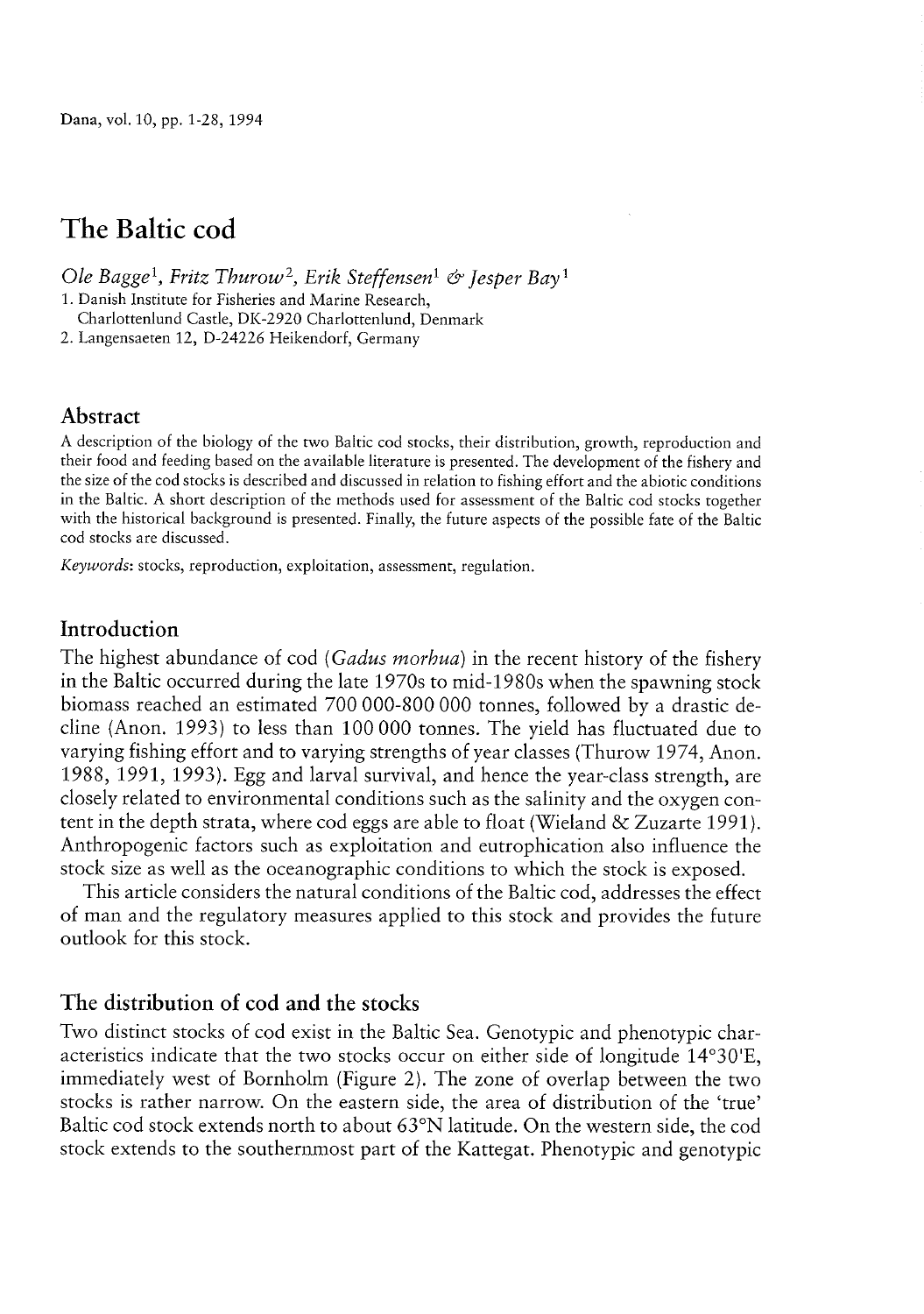# The Baltic cod

*Ole Bagge*[1], *Fritz Thurow*[2], *Erik Steffensen*[1] *& Jesper Bay*[1]

1. Danish Institute for Fisheries and Marine Research, Charlottenlund Castle, DK-2920 Charlottenlund, Denmark
2. Langensaeten 12, D-24226 Heikendorf, Germany

## Abstract

A description of the biology of the two Baltic cod stocks, their distribution, growth, reproduction and their food and feeding based on the available literature is presented. The development of the fishery and the size of the cod stocks is described and discussed in relation to fishing effort and the abiotic conditions in the Baltic. A short description of the methods used for assessment of the Baltic cod stocks together with the historical background is presented. Finally, the future aspects of the possible fate of the Baltic cod stocks are discussed.

*Keywords*: stocks, reproduction, exploitation, assessment, regulation.

## Introduction

The highest abundance of cod (*Gadus morhua*) in the recent history of the fishery in the Baltic occurred during the late 1970s to mid-1980s when the spawning stock biomass reached an estimated 700 000-800 000 tonnes, followed by a drastic decline (Anon. 1993) to less than 100 000 tonnes. The yield has fluctuated due to varying fishing effort and to varying strengths of year classes (Thurow 1974, Anon. 1988, 1991, 1993). Egg and larval survival, and hence the year-class strength, are closely related to environmental conditions such as the salinity and the oxygen content in the depth strata, where cod eggs are able to float (Wieland & Zuzarte 1991). Anthropogenic factors such as exploitation and eutrophication also influence the stock size as well as the oceanographic conditions to which the stock is exposed.

This article considers the natural conditions of the Baltic cod, addresses the effect of man and the regulatory measures applied to this stock and provides the future outlook for this stock.

## The distribution of cod and the stocks

Two distinct stocks of cod exist in the Baltic Sea. Genotypic and phenotypic characteristics indicate that the two stocks occur on either side of longitude 14°30'E, immediately west of Bornholm (Figure 2). The zone of overlap between the two stocks is rather narrow. On the eastern side, the area of distribution of the 'true' Baltic cod stock extends north to about 63°N latitude. On the western side, the cod stock extends to the southernmost part of the Kattegat. Phenotypic and genotypic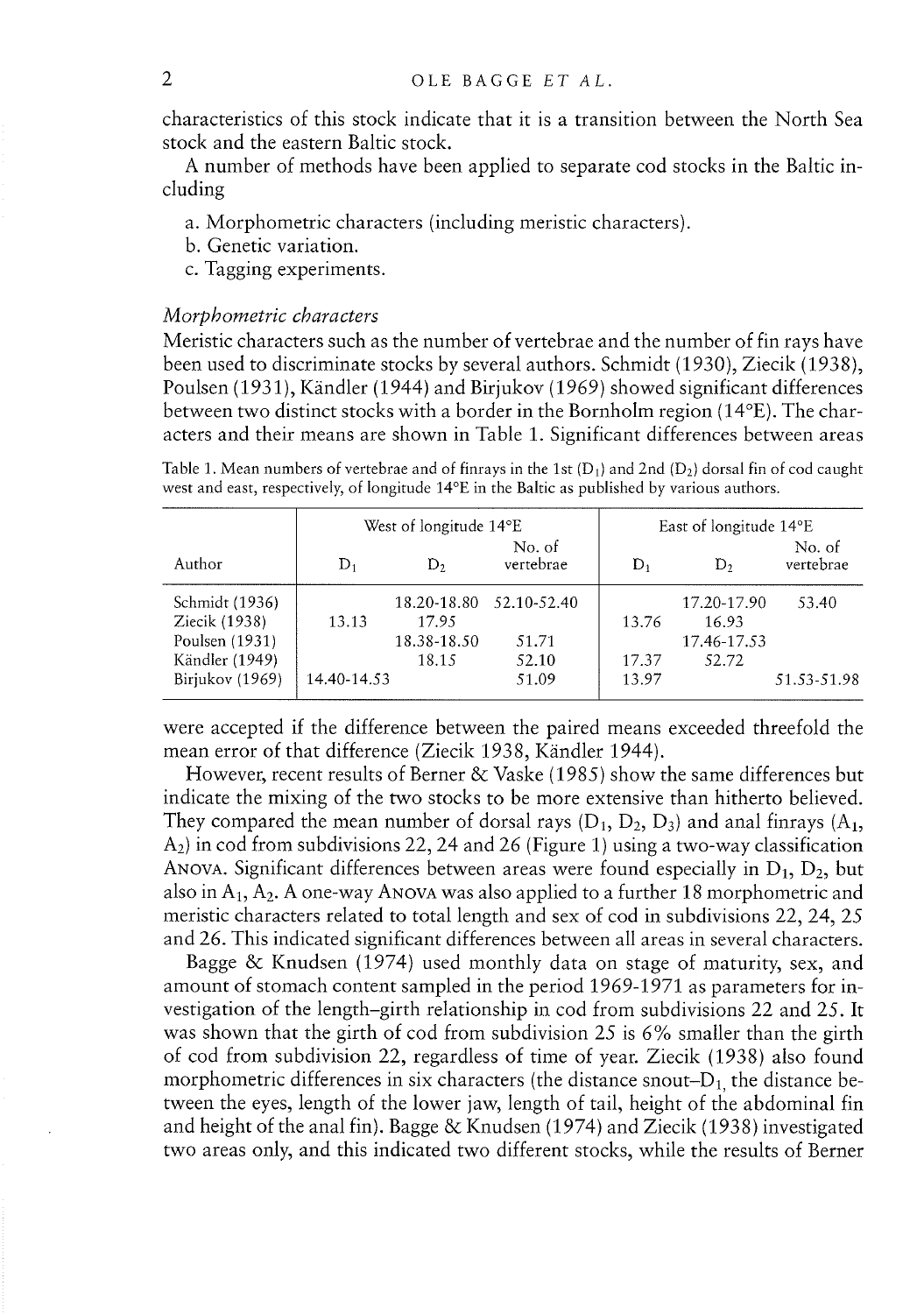characteristics of this stock indicate that it is a transition between the North Sea stock and the eastern Baltic stock.

A number of methods have been applied to separate cod stocks in the Baltic including

a. Morphometric characters (including meristic characters).
b. Genetic variation.
c. Tagging experiments.

### *Morphometric characters*

Meristic characters such as the number of vertebrae and the number of fin rays have been used to discriminate stocks by several authors. Schmidt (1930), Ziecik (1938), Poulsen (1931), Kändler (1944) and Birjukov (1969) showed significant differences between two distinct stocks with a border in the Bornholm region (14°E). The characters and their means are shown in Table 1. Significant differences between areas were accepted if the difference between the paired means exceeded threefold the mean error of that difference (Ziecik 1938, Kändler 1944).

Table 1. Mean numbers of vertebrae and of finrays in the 1st ($D_1$) and 2nd ($D_2$) dorsal fin of cod caught west and east, respectively, of longitude 14°E in the Baltic as published by various authors.

| | West of longitude 14°E | | | East of longitude 14°E | | |
|---|---|---|---|---|---|---|
| Author | $D_1$ | $D_2$ | No. of vertebrae | $D_1$ | $D_2$ | No. of vertebrae |
| Schmidt (1936) | | 18.20-18.80 | 52.10-52.40 | | 17.20-17.90 | 53.40 |
| Ziecik (1938) | 13.13 | 17.95 | | 13.76 | 16.93 | |
| Poulsen (1931) | | 18.38-18.50 | 51.71 | | 17.46-17.53 | |
| Kändler (1949) | | 18.15 | 52.10 | 17.37 | 52.72 | |
| Birjukov (1969) | 14.40-14.53 | | 51.09 | 13.97 | | 51.53-51.98 |

However, recent results of Berner & Vaske (1985) show the same differences but indicate the mixing of the two stocks to be more extensive than hitherto believed. They compared the mean number of dorsal rays ($D_1$, $D_2$, $D_3$) and anal finrays ($A_1$, $A_2$) in cod from subdivisions 22, 24 and 26 (Figure 1) using a two-way classification ANOVA. Significant differences between areas were found especially in $D_1$, $D_2$, but also in $A_1$, $A_2$. A one-way ANOVA was also applied to a further 18 morphometric and meristic characters related to total length and sex of cod in subdivisions 22, 24, 25 and 26. This indicated significant differences between all areas in several characters.

Bagge & Knudsen (1974) used monthly data on stage of maturity, sex, and amount of stomach content sampled in the period 1969-1971 as parameters for investigation of the length–girth relationship in cod from subdivisions 22 and 25. It was shown that the girth of cod from subdivision 25 is 6% smaller than the girth of cod from subdivision 22, regardless of time of year. Ziecik (1938) also found morphometric differences in six characters (the distance snout–$D_1$, the distance between the eyes, length of the lower jaw, length of tail, height of the abdominal fin and height of the anal fin). Bagge & Knudsen (1974) and Ziecik (1938) investigated two areas only, and this indicated two different stocks, while the results of Berner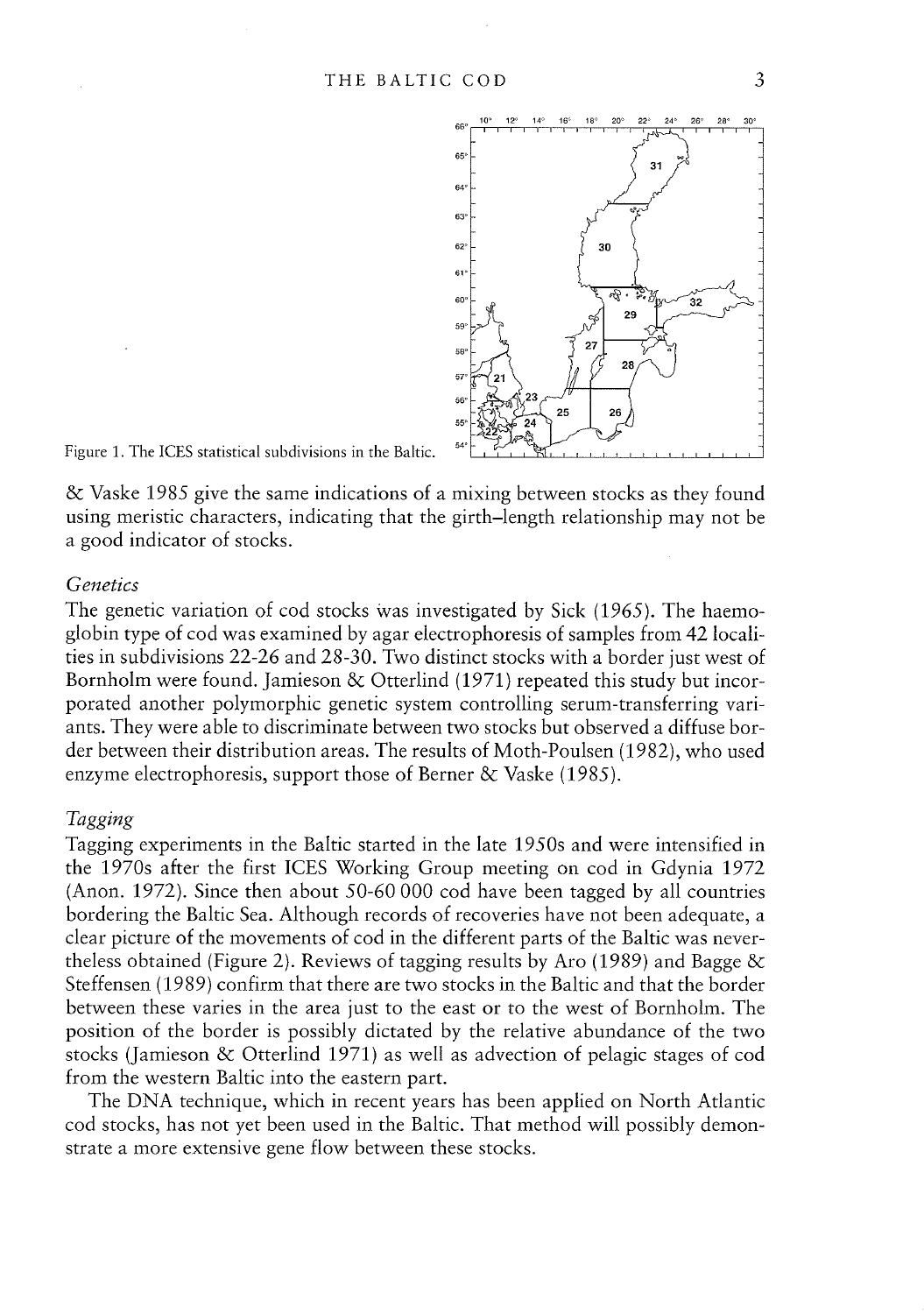10° 12° 14° 16° 18° 20° 22° 24° 26° 28° 30°

66° 65° 64° 63° 62° 61° 60° 59° 58° 57° 56° 55° 54°

31

30

29

32

27

28

21

23

25

26

24

22

Figure 1. The ICES statistical subdivisions in the Baltic.

& Vaske 1985 give the same indications of a mixing between stocks as they found using meristic characters, indicating that the girth–length relationship may not be a good indicator of stocks.

*Genetics*

The genetic variation of cod stocks was investigated by Sick (1965). The haemoglobin type of cod was examined by agar electrophoresis of samples from 42 localities in subdivisions 22-26 and 28-30. Two distinct stocks with a border just west of Bornholm were found. Jamieson & Otterlind (1971) repeated this study but incorporated another polymorphic genetic system controlling serum-transferring variants. They were able to discriminate between two stocks but observed a diffuse border between their distribution areas. The results of Moth-Poulsen (1982), who used enzyme electrophoresis, support those of Berner & Vaske (1985).

*Tagging*

Tagging experiments in the Baltic started in the late 1950s and were intensified in the 1970s after the first ICES Working Group meeting on cod in Gdynia 1972 (Anon. 1972). Since then about 50-60 000 cod have been tagged by all countries bordering the Baltic Sea. Although records of recoveries have not been adequate, a clear picture of the movements of cod in the different parts of the Baltic was nevertheless obtained (Figure 2). Reviews of tagging results by Aro (1989) and Bagge & Steffensen (1989) confirm that there are two stocks in the Baltic and that the border between these varies in the area just to the east or to the west of Bornholm. The position of the border is possibly dictated by the relative abundance of the two stocks (Jamieson & Otterlind 1971) as well as advection of pelagic stages of cod from the western Baltic into the eastern part.

The DNA technique, which in recent years has been applied on North Atlantic cod stocks, has not yet been used in the Baltic. That method will possibly demonstrate a more extensive gene flow between these stocks.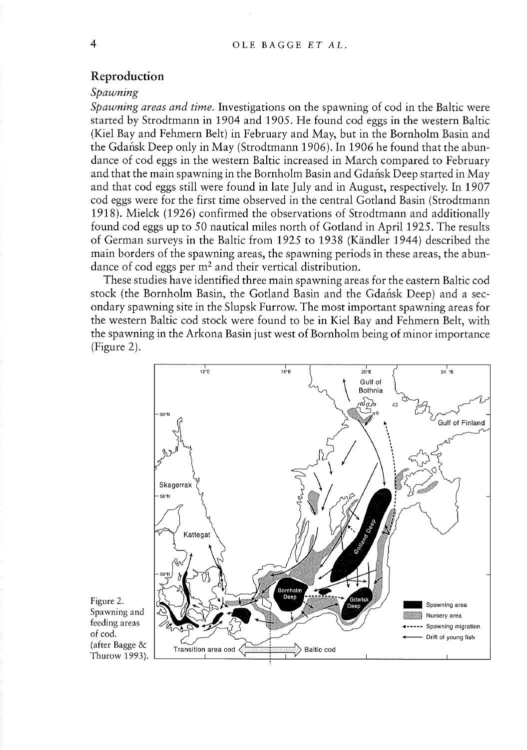## Reproduction

### *Spawning*

*Spawning areas and time.* Investigations on the spawning of cod in the Baltic were started by Strodtmann in 1904 and 1905. He found cod eggs in the western Baltic (Kiel Bay and Fehmern Belt) in February and May, but in the Bornholm Basin and the Gdańsk Deep only in May (Strodtmann 1906). In 1906 he found that the abundance of cod eggs in the western Baltic increased in March compared to February and that the main spawning in the Bornholm Basin and Gdańsk Deep started in May and that cod eggs still were found in late July and in August, respectively. In 1907 cod eggs were for the first time observed in the central Gotland Basin (Strodtmann 1918). Mielck (1926) confirmed the observations of Strodtmann and additionally found cod eggs up to 50 nautical miles north of Gotland in April 1925. The results of German surveys in the Baltic from 1925 to 1938 (Kändler 1944) described the main borders of the spawning areas, the spawning periods in these areas, the abundance of cod eggs per m² and their vertical distribution.

These studies have identified three main spawning areas for the eastern Baltic cod stock (the Bornholm Basin, the Gotland Basin and the Gdańsk Deep) and a secondary spawning site in the Slupsk Furrow. The most important spawning areas for the western Baltic cod stock were found to be in Kiel Bay and Fehmern Belt, with the spawning in the Arkona Basin just west of Bornholm being of minor importance (Figure 2).

12°E
16°E
20°E
24 °E
60°N
58°N
56°N
Gulf of Bothnia
Gulf of Finland
Skagerrak
Kattegat
Gotland Deep
Bornholm Deep
Gdańsk Deep
Transition area cod
Baltic cod
Spawning area
Nursery area
Spawning migration
Drift of young fish

Figure 2. Spawning and feeding areas of cod. (after Bagge & Thurow 1993).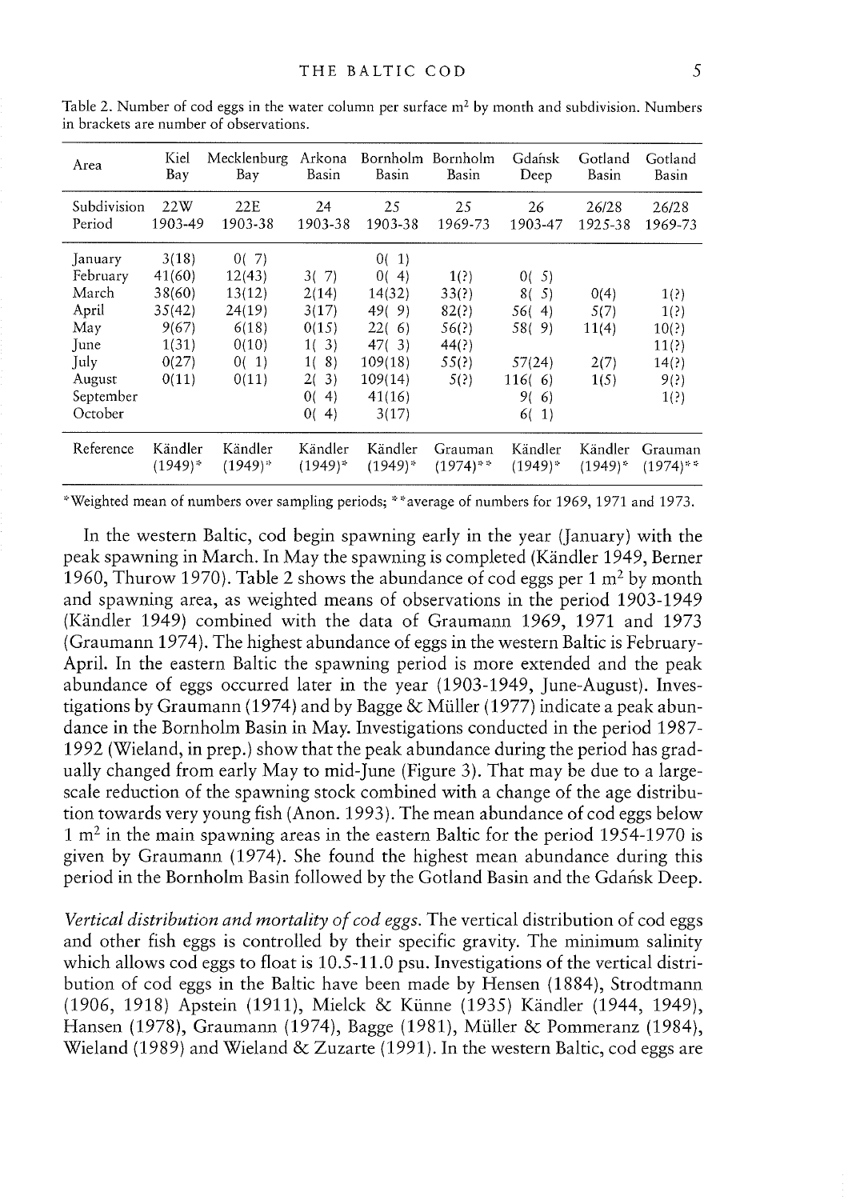Table 2. Number of cod eggs in the water column per surface m$^2$ by month and subdivision. Numbers in brackets are number of observations.

| Area | Kiel Bay | Mecklenburg Bay | Arkona Basin | Bornholm Basin | Bornholm Basin | Gdańsk Deep | Gotland Basin | Gotland Basin |
|---|---|---|---|---|---|---|---|---|
| Subdivision | 22W | 22E | 24 | 25 | 25 | 26 | 26/28 | 26/28 |
| Period | 1903-49 | 1903-38 | 1903-38 | 1903-38 | 1969-73 | 1903-47 | 1925-38 | 1969-73 |
| January | 3(18) | 0( 7) | | 0( 1) | | | | |
| February | 41(60) | 12(43) | 3( 7) | 0( 4) | 1(?) | 0( 5) | | |
| March | 38(60) | 13(12) | 2(14) | 14(32) | 33(?) | 8( 5) | 0(4) | 1(?) |
| April | 35(42) | 24(19) | 3(17) | 49( 9) | 82(?) | 56( 4) | 5(7) | 1(?) |
| May | 9(67) | 6(18) | 0(15) | 22( 6) | 56(?) | 58( 9) | 11(4) | 10(?) |
| June | 1(31) | 0(10) | 1( 3) | 47( 3) | 44(?) | | | 11(?) |
| July | 0(27) | 0( 1) | 1( 8) | 109(18) | 55(?) | 57(24) | 2(7) | 14(?) |
| August | 0(11) | 0(11) | 2( 3) | 109(14) | 5(?) | 116( 6) | 1(5) | 9(?) |
| September | | | 0( 4) | 41(16) | | 9( 6) | | 1(?) |
| October | | | 0( 4) | 3(17) | | 6( 1) | | |
| Reference | Kändler (1949)* | Kändler (1949)* | Kändler (1949)* | Kändler (1949)* | Grauman (1974)** | Kändler (1949)* | Kändler (1949)* | Grauman (1974)** |

*Weighted mean of numbers over sampling periods; **average of numbers for 1969, 1971 and 1973.

In the western Baltic, cod begin spawning early in the year (January) with the peak spawning in March. In May the spawning is completed (Kändler 1949, Berner 1960, Thurow 1970). Table 2 shows the abundance of cod eggs per 1 m$^2$ by month and spawning area, as weighted means of observations in the period 1903-1949 (Kändler 1949) combined with the data of Graumann 1969, 1971 and 1973 (Graumann 1974). The highest abundance of eggs in the western Baltic is February-April. In the eastern Baltic the spawning period is more extended and the peak abundance of eggs occurred later in the year (1903-1949, June-August). Investigations by Graumann (1974) and by Bagge & Müller (1977) indicate a peak abundance in the Bornholm Basin in May. Investigations conducted in the period 1987-1992 (Wieland, in prep.) show that the peak abundance during the period has gradually changed from early May to mid-June (Figure 3). That may be due to a large-scale reduction of the spawning stock combined with a change of the age distribution towards very young fish (Anon. 1993). The mean abundance of cod eggs below 1 m$^2$ in the main spawning areas in the eastern Baltic for the period 1954-1970 is given by Graumann (1974). She found the highest mean abundance during this period in the Bornholm Basin followed by the Gotland Basin and the Gdańsk Deep.

*Vertical distribution and mortality of cod eggs.* The vertical distribution of cod eggs and other fish eggs is controlled by their specific gravity. The minimum salinity which allows cod eggs to float is 10.5-11.0 psu. Investigations of the vertical distribution of cod eggs in the Baltic have been made by Hensen (1884), Strodtmann (1906, 1918) Apstein (1911), Mielck & Künne (1935) Kändler (1944, 1949), Hansen (1978), Graumann (1974), Bagge (1981), Müller & Pommeranz (1984), Wieland (1989) and Wieland & Zuzarte (1991). In the western Baltic, cod eggs are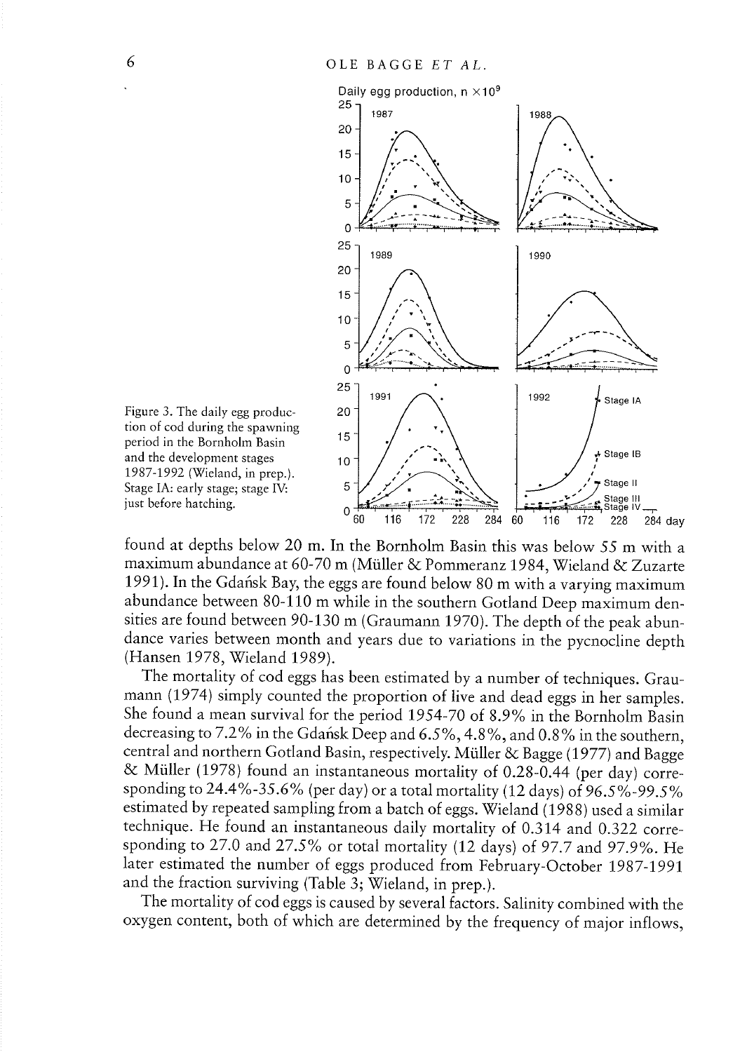Daily egg production, n ×10⁹

25
20
15
10
5
0

1987

1988

25
20
15
10
5
0

1989

1990

25
20
15
10
5
0

1991

1992

Stage IA

Stage IB

Stage II

Stage III

Stage IV

60 116 172 228 284 60 116 172 228 284 day

Figure 3. The daily egg production of cod during the spawning period in the Bornholm Basin and the development stages 1987-1992 (Wieland, in prep.). Stage IA: early stage; stage IV: just before hatching.

found at depths below 20 m. In the Bornholm Basin this was below 55 m with a maximum abundance at 60-70 m (Müller & Pommeranz 1984, Wieland & Zuzarte 1991). In the Gdańsk Bay, the eggs are found below 80 m with a varying maximum abundance between 80-110 m while in the southern Gotland Deep maximum densities are found between 90-130 m (Graumann 1970). The depth of the peak abundance varies between month and years due to variations in the pycnocline depth (Hansen 1978, Wieland 1989).

The mortality of cod eggs has been estimated by a number of techniques. Graumann (1974) simply counted the proportion of live and dead eggs in her samples. She found a mean survival for the period 1954-70 of 8.9% in the Bornholm Basin decreasing to 7.2% in the Gdańsk Deep and 6.5%, 4.8%, and 0.8% in the southern, central and northern Gotland Basin, respectively. Müller & Bagge (1977) and Bagge & Müller (1978) found an instantaneous mortality of 0.28-0.44 (per day) corresponding to 24.4%-35.6% (per day) or a total mortality (12 days) of 96.5%-99.5% estimated by repeated sampling from a batch of eggs. Wieland (1988) used a similar technique. He found an instantaneous daily mortality of 0.314 and 0.322 corresponding to 27.0 and 27.5% or total mortality (12 days) of 97.7 and 97.9%. He later estimated the number of eggs produced from February-October 1987-1991 and the fraction surviving (Table 3; Wieland, in prep.).

The mortality of cod eggs is caused by several factors. Salinity combined with the oxygen content, both of which are determined by the frequency of major inflows,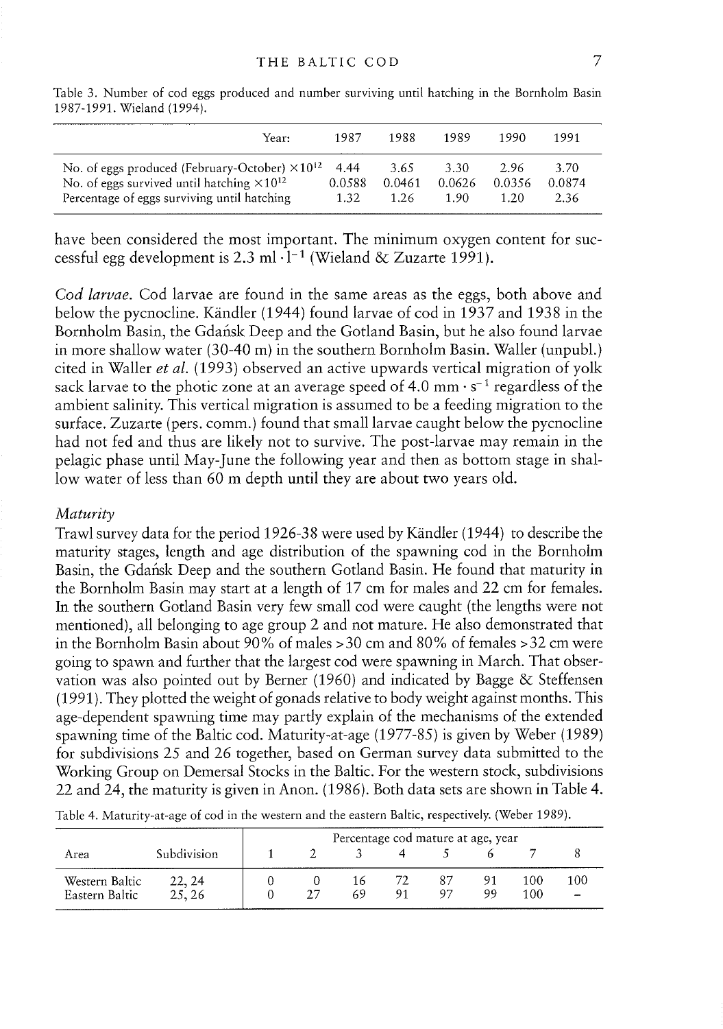Table 3. Number of cod eggs produced and number surviving until hatching in the Bornholm Basin 1987-1991. Wieland (1994).

| Year: | 1987 | 1988 | 1989 | 1990 | 1991 |
|---|---|---|---|---|---|
| No. of eggs produced (February-October) $\times 10^{12}$ | 4.44 | 3.65 | 3.30 | 2.96 | 3.70 |
| No. of eggs survived until hatching $\times 10^{12}$ | 0.0588 | 0.0461 | 0.0626 | 0.0356 | 0.0874 |
| Percentage of eggs surviving until hatching | 1.32 | 1.26 | 1.90 | 1.20 | 2.36 |

have been considered the most important. The minimum oxygen content for successful egg development is 2.3 $ml \cdot l^{-1}$ (Wieland & Zuzarte 1991).

*Cod larvae.* Cod larvae are found in the same areas as the eggs, both above and below the pycnocline. Kändler (1944) found larvae of cod in 1937 and 1938 in the Bornholm Basin, the Gdańsk Deep and the Gotland Basin, but he also found larvae in more shallow water (30-40 m) in the southern Bornholm Basin. Waller (unpubl.) cited in Waller *et al.* (1993) observed an active upwards vertical migration of yolk sack larvae to the photic zone at an average speed of 4.0 $mm \cdot s^{-1}$ regardless of the ambient salinity. This vertical migration is assumed to be a feeding migration to the surface. Zuzarte (pers. comm.) found that small larvae caught below the pycnocline had not fed and thus are likely not to survive. The post-larvae may remain in the pelagic phase until May-June the following year and then as bottom stage in shallow water of less than 60 m depth until they are about two years old.

### *Maturity*

Trawl survey data for the period 1926-38 were used by Kändler (1944) to describe the maturity stages, length and age distribution of the spawning cod in the Bornholm Basin, the Gdańsk Deep and the southern Gotland Basin. He found that maturity in the Bornholm Basin may start at a length of 17 cm for males and 22 cm for females. In the southern Gotland Basin very few small cod were caught (the lengths were not mentioned), all belonging to age group 2 and not mature. He also demonstrated that in the Bornholm Basin about 90% of males >30 cm and 80% of females >32 cm were going to spawn and further that the largest cod were spawning in March. That observation was also pointed out by Berner (1960) and indicated by Bagge & Steffensen (1991). They plotted the weight of gonads relative to body weight against months. This age-dependent spawning time may partly explain of the mechanisms of the extended spawning time of the Baltic cod. Maturity-at-age (1977-85) is given by Weber (1989) for subdivisions 25 and 26 together, based on German survey data submitted to the Working Group on Demersal Stocks in the Baltic. For the western stock, subdivisions 22 and 24, the maturity is given in Anon. (1986). Both data sets are shown in Table 4.

Table 4. Maturity-at-age of cod in the western and the eastern Baltic, respectively. (Weber 1989).

| | | Percentage cod mature at age, year | | | | | | | |
|---|---|---|---|---|---|---|---|---|---|
| Area | Subdivision | 1 | 2 | 3 | 4 | 5 | 6 | 7 | 8 |
| Western Baltic | 22, 24 | 0 | 0 | 16 | 72 | 87 | 91 | 100 | 100 |
| Eastern Baltic | 25, 26 | 0 | 27 | 69 | 91 | 97 | 99 | 100 | – |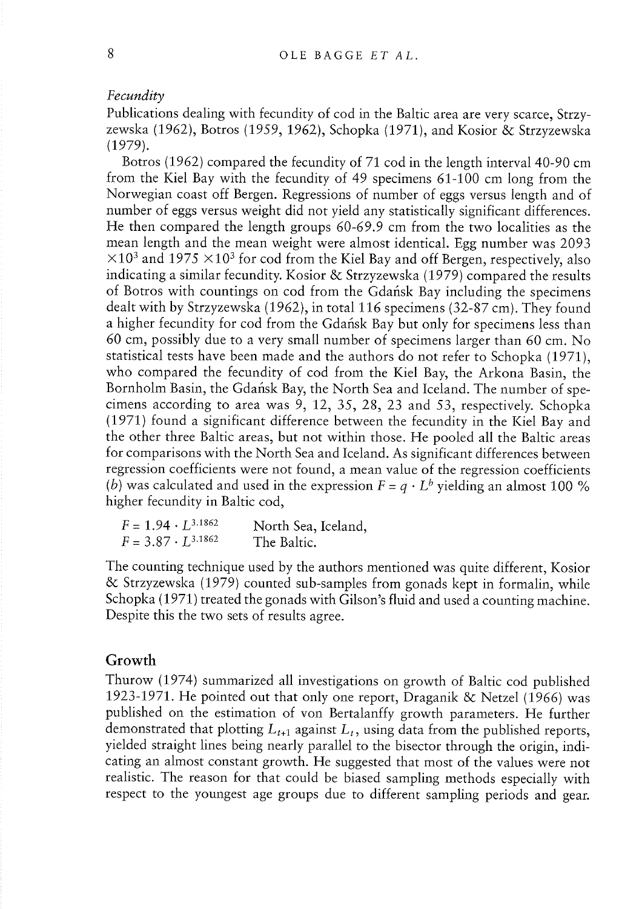*Fecundity*

Publications dealing with fecundity of cod in the Baltic area are very scarce, Strzyzewska (1962), Botros (1959, 1962), Schopka (1971), and Kosior & Strzyzewska (1979).

Botros (1962) compared the fecundity of 71 cod in the length interval 40-90 cm from the Kiel Bay with the fecundity of 49 specimens 61-100 cm long from the Norwegian coast off Bergen. Regressions of number of eggs versus length and of number of eggs versus weight did not yield any statistically significant differences. He then compared the length groups 60-69.9 cm from the two localities as the mean length and the mean weight were almost identical. Egg number was 2093 $\times 10^3$ and 1975 $\times 10^3$ for cod from the Kiel Bay and off Bergen, respectively, also indicating a similar fecundity. Kosior & Strzyzewska (1979) compared the results of Botros with countings on cod from the Gdańsk Bay including the specimens dealt with by Strzyzewska (1962), in total 116 specimens (32-87 cm). They found a higher fecundity for cod from the Gdańsk Bay but only for specimens less than 60 cm, possibly due to a very small number of specimens larger than 60 cm. No statistical tests have been made and the authors do not refer to Schopka (1971), who compared the fecundity of cod from the Kiel Bay, the Arkona Basin, the Bornholm Basin, the Gdańsk Bay, the North Sea and Iceland. The number of specimens according to area was 9, 12, 35, 28, 23 and 53, respectively. Schopka (1971) found a significant difference between the fecundity in the Kiel Bay and the other three Baltic areas, but not within those. He pooled all the Baltic areas for comparisons with the North Sea and Iceland. As significant differences between regression coefficients were not found, a mean value of the regression coefficients ($b$) was calculated and used in the expression $F = q \cdot L^b$ yielding an almost 100 % higher fecundity in Baltic cod,

$F = 1.94 \cdot L^{3.1862}$ North Sea, Iceland,
$F = 3.87 \cdot L^{3.1862}$ The Baltic.

The counting technique used by the authors mentioned was quite different, Kosior & Strzyzewska (1979) counted sub-samples from gonads kept in formalin, while Schopka (1971) treated the gonads with Gilson's fluid and used a counting machine. Despite this the two sets of results agree.

## Growth

Thurow (1974) summarized all investigations on growth of Baltic cod published 1923-1971. He pointed out that only one report, Draganik & Netzel (1966) was published on the estimation of von Bertalanffy growth parameters. He further demonstrated that plotting $L_{t+1}$ against $L_t$, using data from the published reports, yielded straight lines being nearly parallel to the bisector through the origin, indicating an almost constant growth. He suggested that most of the values were not realistic. The reason for that could be biased sampling methods especially with respect to the youngest age groups due to different sampling periods and gear.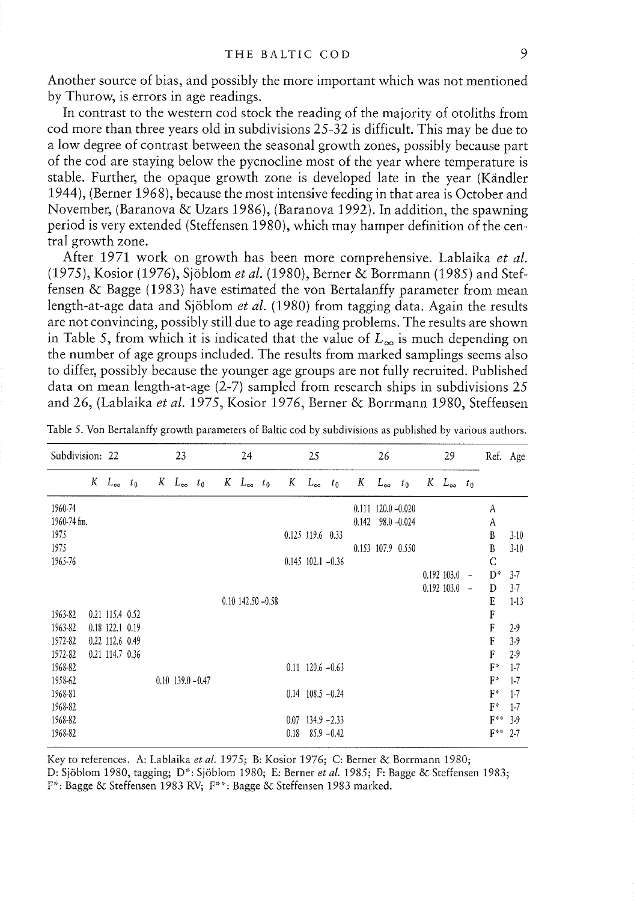Another source of bias, and possibly the more important which was not mentioned by Thurow, is errors in age readings.

In contrast to the western cod stock the reading of the majority of otoliths from cod more than three years old in subdivisions 25-32 is difficult. This may be due to a low degree of contrast between the seasonal growth zones, possibly because part of the cod are staying below the pycnocline most of the year where temperature is stable. Further, the opaque growth zone is developed late in the year (Kändler 1944), (Berner 1968), because the most intensive feeding in that area is October and November, (Baranova & Uzars 1986), (Baranova 1992). In addition, the spawning period is very extended (Steffensen 1980), which may hamper definition of the central growth zone.

After 1971 work on growth has been more comprehensive. Lablaika *et al.* (1975), Kosior (1976), Sjöblom *et al.* (1980), Berner & Borrmann (1985) and Steffensen & Bagge (1983) have estimated the von Bertalanffy parameter from mean length-at-age data and Sjöblom *et al.* (1980) from tagging data. Again the results are not convincing, possibly still due to age reading problems. The results are shown in Table 5, from which it is indicated that the value of $L_\infty$ is much depending on the number of age groups included. The results from marked samplings seems also to differ, possibly because the younger age groups are not fully recruited. Published data on mean length-at-age (2-7) sampled from research ships in subdivisions 25 and 26, (Lablaika *et al.* 1975, Kosior 1976, Berner & Borrmann 1980, Steffensen

Table 5. Von Bertalanffy growth parameters of Baltic cod by subdivisions as published by various authors.

| Subdivision: | 22 | | | 23 | | | 24 | | | 25 | | | 26 | | | 29 | | | Ref. | Age |
|---|---|---|---|---|---|---|---|---|---|---|---|---|---|---|---|---|---|---|---|---|
| | $K$ | $L_\infty$ | $t_0$ | $K$ | $L_\infty$ | $t_0$ | $K$ | $L_\infty$ | $t_0$ | $K$ | $L_\infty$ | $t_0$ | $K$ | $L_\infty$ | $t_0$ | $K$ | $L_\infty$ | $t_0$ | | |
| 1960-74 | | | | | | | | | | | | | 0.111 | 120.0 | -0.020 | | | | A | |
| 1960-74 fm. | | | | | | | | | | | | | 0.142 | 98.0 | -0.024 | | | | A | |
| 1975 | | | | | | | | | | 0.125 | 119.6 | 0.33 | | | | | | | B | 3-10 |
| 1975 | | | | | | | | | | | | | 0.153 | 107.9 | 0.550 | | | | B | 3-10 |
| 1965-76 | | | | | | | | | | 0.145 | 102.1 | -0.36 | | | | | | | C | |
| | | | | | | | | | | | | | | | | 0.192 | 103.0 | - | D* | 3-7 |
| | | | | | | | | | | | | | | | | 0.192 | 103.0 | - | D | 3-7 |
| | | | | | | | 0.10 | 142.50 | -0.58 | | | | | | | | | | E | 1-13 |
| 1963-82 | 0.21 | 115.4 | 0.52 | | | | | | | | | | | | | | | | F | |
| 1963-82 | 0.18 | 122.1 | 0.19 | | | | | | | | | | | | | | | | F | 2-9 |
| 1972-82 | 0.22 | 112.6 | 0.49 | | | | | | | | | | | | | | | | F | 3-9 |
| 1972-82 | 0.21 | 114.7 | 0.36 | | | | | | | | | | | | | | | | F | 2-9 |
| 1968-82 | | | | | | | | | | 0.11 | 120.6 | -0.63 | | | | | | | F* | 1-7 |
| 1958-62 | | | | 0.10 | 139.0 | -0.47 | | | | | | | | | | | | | F* | 1-7 |
| 1968-81 | | | | | | | | | | 0.14 | 108.5 | -0.24 | | | | | | | F* | 1-7 |
| 1968-82 | | | | | | | | | | | | | | | | | | | F* | 1-7 |
| 1968-82 | | | | | | | | | | 0.07 | 134.9 | -2.33 | | | | | | | F** | 3-9 |
| 1968-82 | | | | | | | | | | 0.18 | 85.9 | -0.42 | | | | | | | F** | 2-7 |

Key to references. A: Lablaika *et al.* 1975; B: Kosior 1976; C: Berner & Borrmann 1980;
D: Sjöblom 1980, tagging; D*: Sjöblom 1980; E: Berner *et al.* 1985; F: Bagge & Steffensen 1983;
F*: Bagge & Steffensen 1983 RV; F**: Bagge & Steffensen 1983 marked.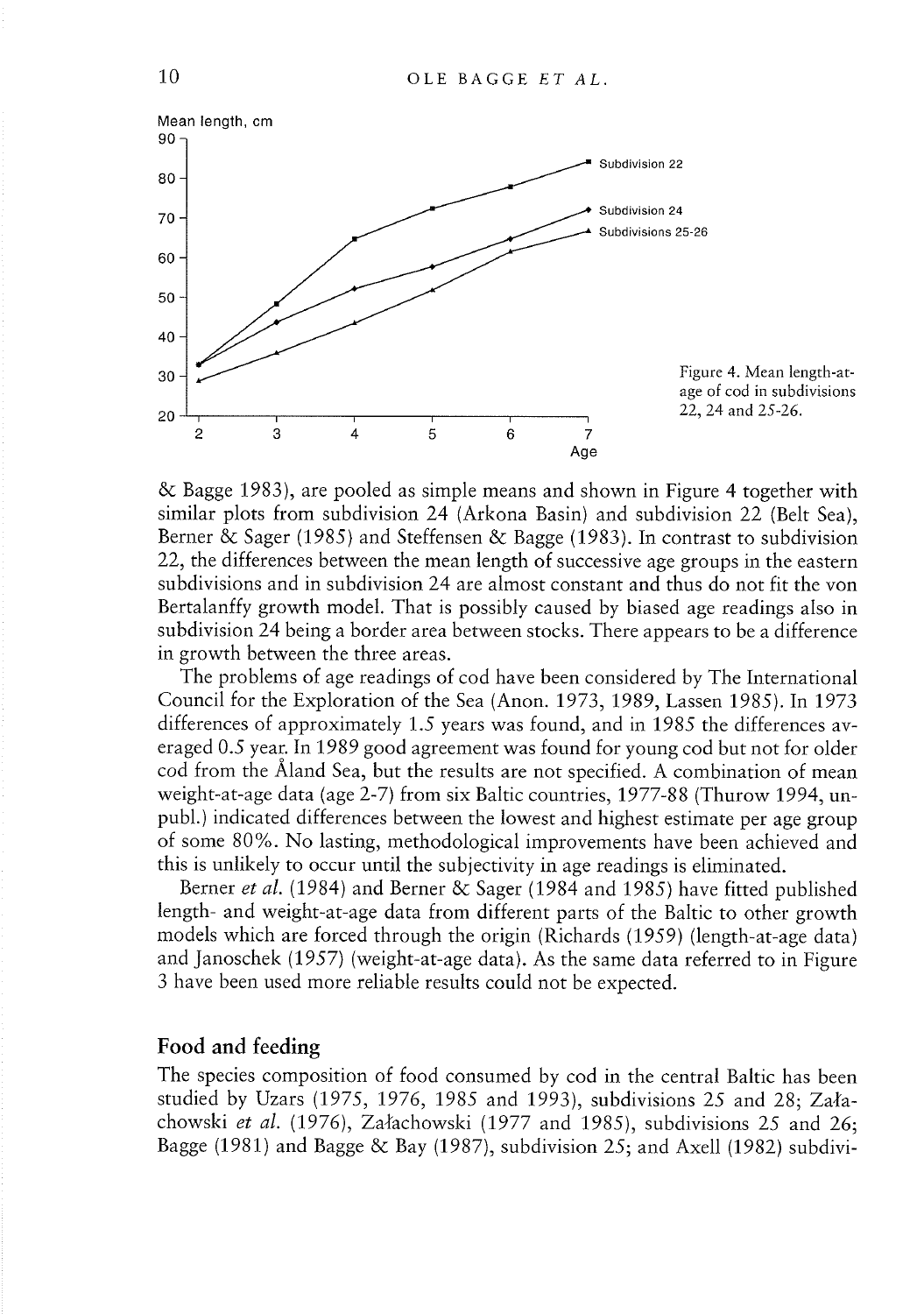Mean length, cm

90

80

70

60

50

40

30

20

2 3 4 5 6 7

Age

Subdivision 22

Subdivision 24

Subdivisions 25-26

Figure 4. Mean length-at-age of cod in subdivisions 22, 24 and 25-26.

& Bagge 1983), are pooled as simple means and shown in Figure 4 together with similar plots from subdivision 24 (Arkona Basin) and subdivision 22 (Belt Sea), Berner & Sager (1985) and Steffensen & Bagge (1983). In contrast to subdivision 22, the differences between the mean length of successive age groups in the eastern subdivisions and in subdivision 24 are almost constant and thus do not fit the von Bertalanffy growth model. That is possibly caused by biased age readings also in subdivision 24 being a border area between stocks. There appears to be a difference in growth between the three areas.

The problems of age readings of cod have been considered by The International Council for the Exploration of the Sea (Anon. 1973, 1989, Lassen 1985). In 1973 differences of approximately 1.5 years was found, and in 1985 the differences averaged 0.5 year. In 1989 good agreement was found for young cod but not for older cod from the Åland Sea, but the results are not specified. A combination of mean weight-at-age data (age 2-7) from six Baltic countries, 1977-88 (Thurow 1994, unpubl.) indicated differences between the lowest and highest estimate per age group of some 80%. No lasting, methodological improvements have been achieved and this is unlikely to occur until the subjectivity in age readings is eliminated.

Berner *et al.* (1984) and Berner & Sager (1984 and 1985) have fitted published length- and weight-at-age data from different parts of the Baltic to other growth models which are forced through the origin (Richards (1959) (length-at-age data) and Janoschek (1957) (weight-at-age data). As the same data referred to in Figure 3 have been used more reliable results could not be expected.

## Food and feeding

The species composition of food consumed by cod in the central Baltic has been studied by Uzars (1975, 1976, 1985 and 1993), subdivisions 25 and 28; Załachowski *et al.* (1976), Załachowski (1977 and 1985), subdivisions 25 and 26; Bagge (1981) and Bagge & Bay (1987), subdivision 25; and Axell (1982) subdivi-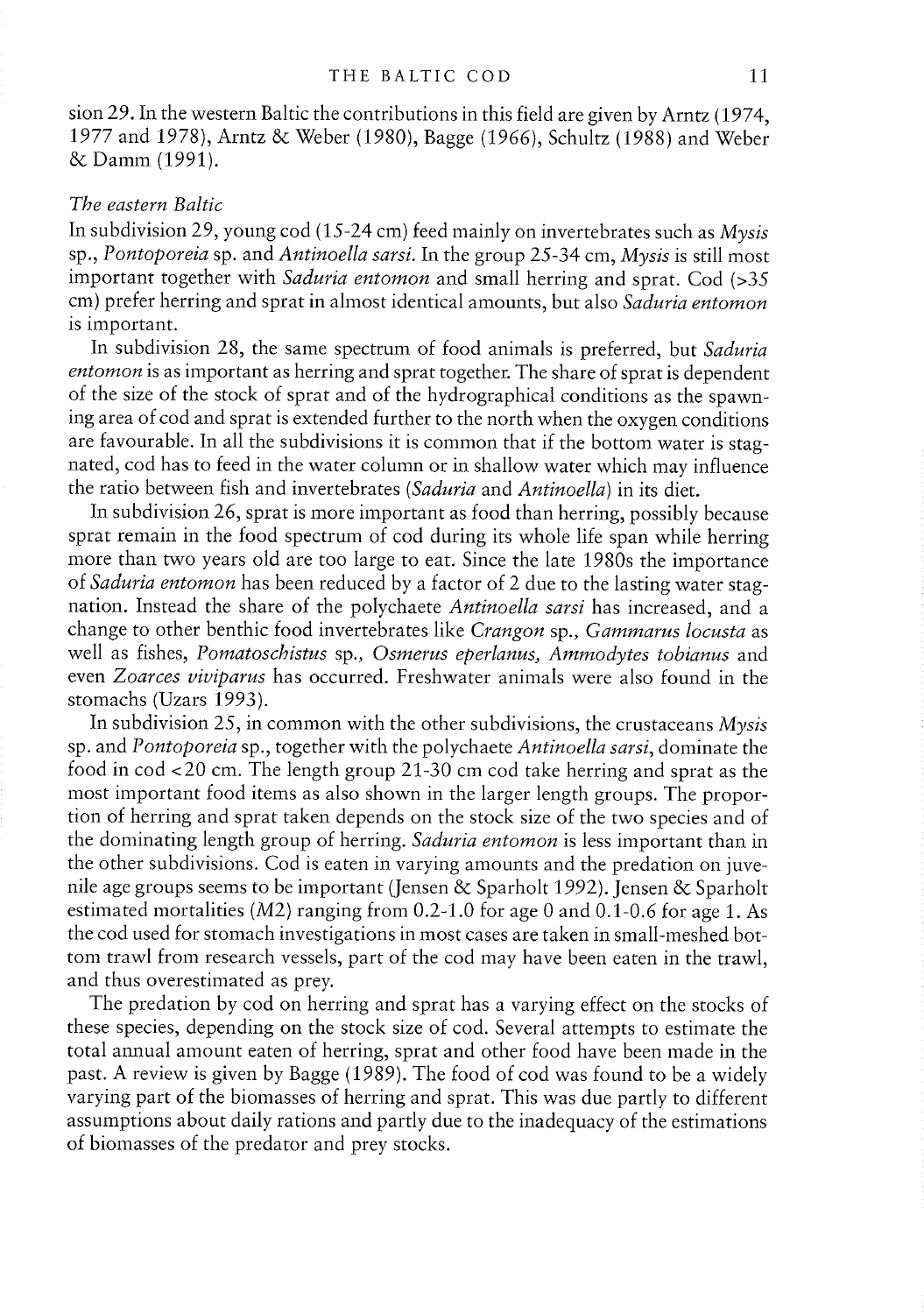sion 29. In the western Baltic the contributions in this field are given by Arntz (1974, 1977 and 1978), Arntz & Weber (1980), Bagge (1966), Schultz (1988) and Weber & Damm (1991).

### *The eastern Baltic*

In subdivision 29, young cod (15-24 cm) feed mainly on invertebrates such as *Mysis* sp., *Pontoporeia* sp. and *Antinoella sarsi*. In the group 25-34 cm, *Mysis* is still most important together with *Saduria entomon* and small herring and sprat. Cod (>35 cm) prefer herring and sprat in almost identical amounts, but also *Saduria entomon* is important.

In subdivision 28, the same spectrum of food animals is preferred, but *Saduria entomon* is as important as herring and sprat together. The share of sprat is dependent of the size of the stock of sprat and of the hydrographical conditions as the spawning area of cod and sprat is extended further to the north when the oxygen conditions are favourable. In all the subdivisions it is common that if the bottom water is stagnated, cod has to feed in the water column or in shallow water which may influence the ratio between fish and invertebrates (*Saduria* and *Antinoella*) in its diet.

In subdivision 26, sprat is more important as food than herring, possibly because sprat remain in the food spectrum of cod during its whole life span while herring more than two years old are too large to eat. Since the late 1980s the importance of *Saduria entomon* has been reduced by a factor of 2 due to the lasting water stagnation. Instead the share of the polychaete *Antinoella sarsi* has increased, and a change to other benthic food invertebrates like *Crangon* sp., *Gammarus locusta* as well as fishes, *Pomatoschistus* sp., *Osmerus eperlanus, Ammodytes tobianus* and even *Zoarces viviparus* has occurred. Freshwater animals were also found in the stomachs (Uzars 1993).

In subdivision 25, in common with the other subdivisions, the crustaceans *Mysis* sp. and *Pontoporeia* sp., together with the polychaete *Antinoella sarsi*, dominate the food in cod <20 cm. The length group 21-30 cm cod take herring and sprat as the most important food items as also shown in the larger length groups. The proportion of herring and sprat taken depends on the stock size of the two species and of the dominating length group of herring. *Saduria entomon* is less important than in the other subdivisions. Cod is eaten in varying amounts and the predation on juvenile age groups seems to be important (Jensen & Sparholt 1992). Jensen & Sparholt estimated mortalities (*M2*) ranging from 0.2-1.0 for age 0 and 0.1-0.6 for age 1. As the cod used for stomach investigations in most cases are taken in small-meshed bottom trawl from research vessels, part of the cod may have been eaten in the trawl, and thus overestimated as prey.

The predation by cod on herring and sprat has a varying effect on the stocks of these species, depending on the stock size of cod. Several attempts to estimate the total annual amount eaten of herring, sprat and other food have been made in the past. A review is given by Bagge (1989). The food of cod was found to be a widely varying part of the biomasses of herring and sprat. This was due partly to different assumptions about daily rations and partly due to the inadequacy of the estimations of biomasses of the predator and prey stocks.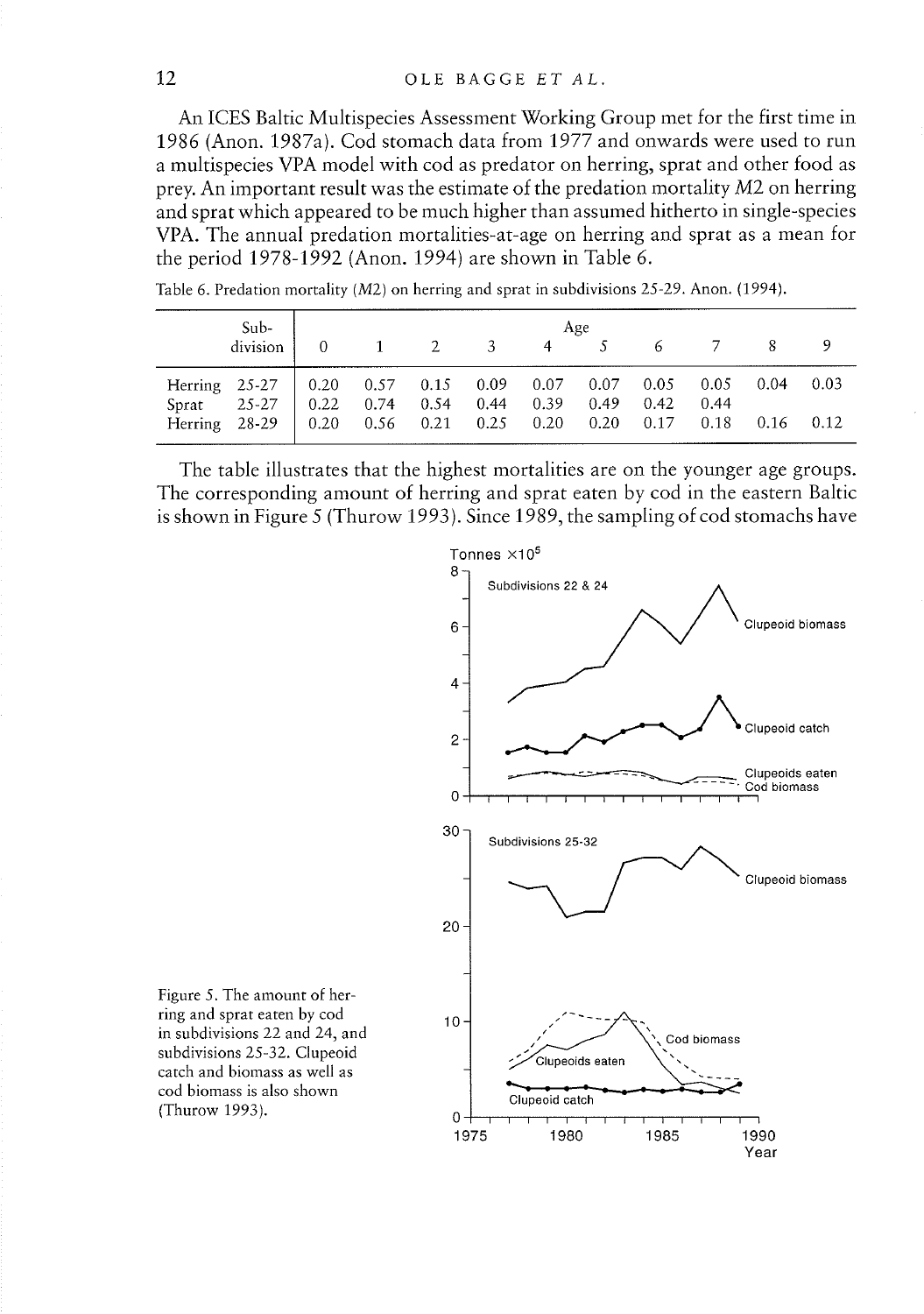An ICES Baltic Multispecies Assessment Working Group met for the first time in 1986 (Anon. 1987a). Cod stomach data from 1977 and onwards were used to run a multispecies VPA model with cod as predator on herring, sprat and other food as prey. An important result was the estimate of the predation mortality *M2* on herring and sprat which appeared to be much higher than assumed hitherto in single-species VPA. The annual predation mortalities-at-age on herring and sprat as a mean for the period 1978-1992 (Anon. 1994) are shown in Table 6.

Table 6. Predation mortality (*M2*) on herring and sprat in subdivisions 25-29. Anon. (1994).

| | Sub-division | Age 0 | 1 | 2 | 3 | 4 | 5 | 6 | 7 | 8 | 9 |
|---|---|---|---|---|---|---|---|---|---|---|---|
| Herring | 25-27 | 0.20 | 0.57 | 0.15 | 0.09 | 0.07 | 0.07 | 0.05 | 0.05 | 0.04 | 0.03 |
| Sprat | 25-27 | 0.22 | 0.74 | 0.54 | 0.44 | 0.39 | 0.49 | 0.42 | 0.44 | | |
| Herring | 28-29 | 0.20 | 0.56 | 0.21 | 0.25 | 0.20 | 0.20 | 0.17 | 0.18 | 0.16 | 0.12 |

The table illustrates that the highest mortalities are on the younger age groups. The corresponding amount of herring and sprat eaten by cod in the eastern Baltic is shown in Figure 5 (Thurow 1993). Since 1989, the sampling of cod stomachs have

Tonnes ×10[5]

Subdivisions 22 & 24

Clupeoid biomass

Clupeoid catch

Clupeoids eaten

Cod biomass

Subdivisions 25-32

Clupeoid biomass

Cod biomass

Clupeoids eaten

Clupeoid catch

0, 2, 4, 6, 8

0, 10, 20, 30

1975, 1980, 1985, 1990

Year

Figure 5. The amount of herring and sprat eaten by cod in subdivisions 22 and 24, and subdivisions 25-32. Clupeoid catch and biomass as well as cod biomass is also shown (Thurow 1993).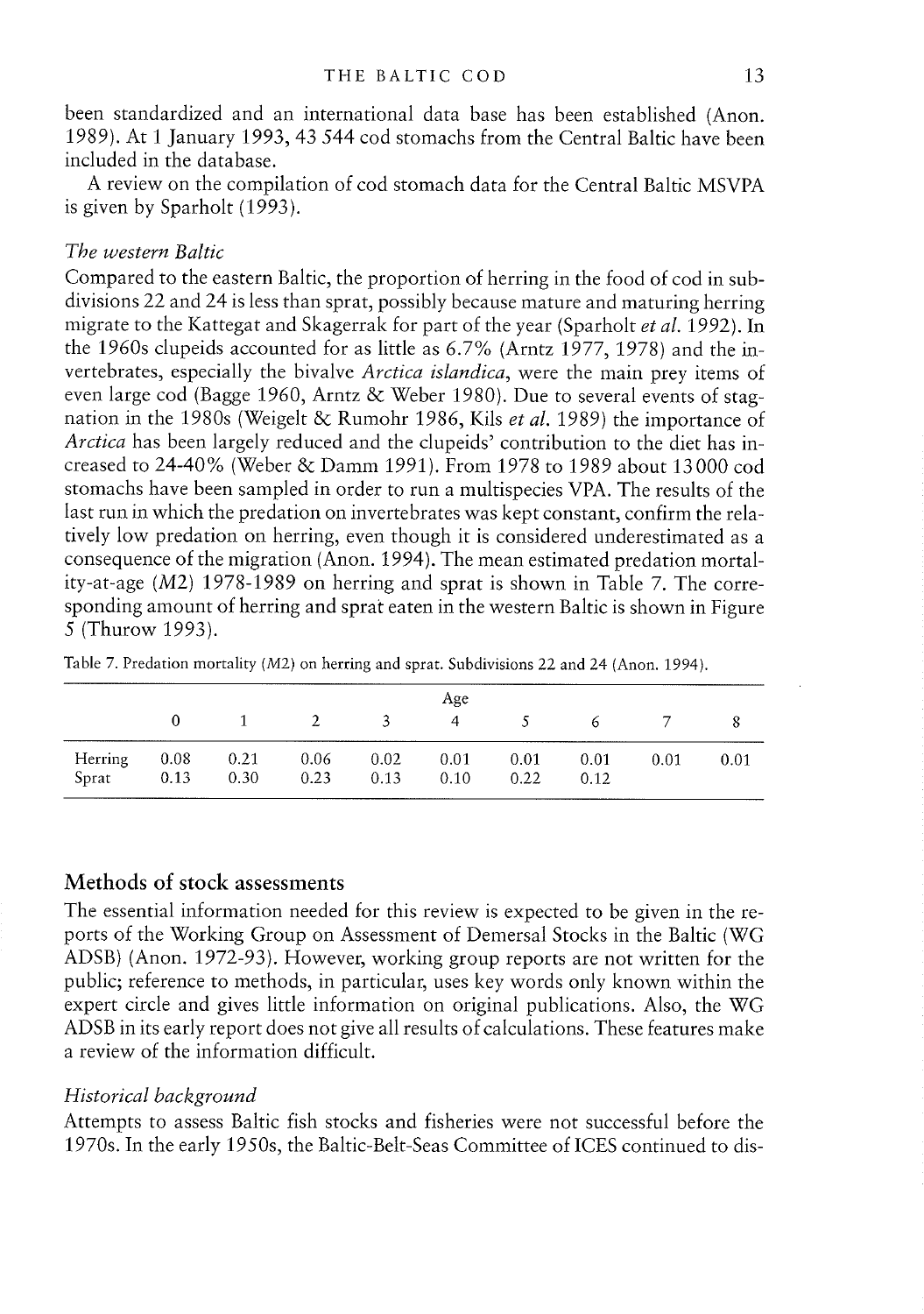been standardized and an international data base has been established (Anon. 1989). At 1 January 1993, 43 544 cod stomachs from the Central Baltic have been included in the database.

A review on the compilation of cod stomach data for the Central Baltic MSVPA is given by Sparholt (1993).

### *The western Baltic*

Compared to the eastern Baltic, the proportion of herring in the food of cod in subdivisions 22 and 24 is less than sprat, possibly because mature and maturing herring migrate to the Kattegat and Skagerrak for part of the year (Sparholt *et al.* 1992). In the 1960s clupeids accounted for as little as 6.7% (Arntz 1977, 1978) and the invertebrates, especially the bivalve *Arctica islandica*, were the main prey items of even large cod (Bagge 1960, Arntz & Weber 1980). Due to several events of stagnation in the 1980s (Weigelt & Rumohr 1986, Kils *et al.* 1989) the importance of *Arctica* has been largely reduced and the clupeids' contribution to the diet has increased to 24-40% (Weber & Damm 1991). From 1978 to 1989 about 13 000 cod stomachs have been sampled in order to run a multispecies VPA. The results of the last run in which the predation on invertebrates was kept constant, confirm the relatively low predation on herring, even though it is considered underestimated as a consequence of the migration (Anon. 1994). The mean estimated predation mortality-at-age ($M2$) 1978-1989 on herring and sprat is shown in Table 7. The corresponding amount of herring and sprat eaten in the western Baltic is shown in Figure 5 (Thurow 1993).

Table 7. Predation mortality ($M2$) on herring and sprat. Subdivisions 22 and 24 (Anon. 1994).

| | Age | | | | | | | | |
|---|---|---|---|---|---|---|---|---|---|
| | 0 | 1 | 2 | 3 | 4 | 5 | 6 | 7 | 8 |
| Herring | 0.08 | 0.21 | 0.06 | 0.02 | 0.01 | 0.01 | 0.01 | 0.01 | 0.01 |
| Sprat | 0.13 | 0.30 | 0.23 | 0.13 | 0.10 | 0.22 | 0.12 | | |

## Methods of stock assessments

The essential information needed for this review is expected to be given in the reports of the Working Group on Assessment of Demersal Stocks in the Baltic (WG ADSB) (Anon. 1972-93). However, working group reports are not written for the public; reference to methods, in particular, uses key words only known within the expert circle and gives little information on original publications. Also, the WG ADSB in its early report does not give all results of calculations. These features make a review of the information difficult.

### *Historical background*

Attempts to assess Baltic fish stocks and fisheries were not successful before the 1970s. In the early 1950s, the Baltic-Belt-Seas Committee of ICES continued to dis-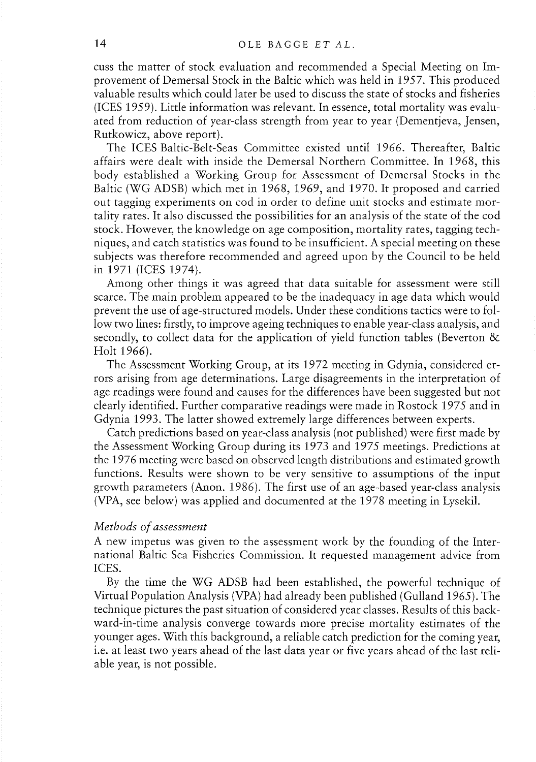cuss the matter of stock evaluation and recommended a Special Meeting on Improvement of Demersal Stock in the Baltic which was held in 1957. This produced valuable results which could later be used to discuss the state of stocks and fisheries (ICES 1959). Little information was relevant. In essence, total mortality was evaluated from reduction of year-class strength from year to year (Dementjeva, Jensen, Rutkowicz, above report).

The ICES Baltic-Belt-Seas Committee existed until 1966. Thereafter, Baltic affairs were dealt with inside the Demersal Northern Committee. In 1968, this body established a Working Group for Assessment of Demersal Stocks in the Baltic (WG ADSB) which met in 1968, 1969, and 1970. It proposed and carried out tagging experiments on cod in order to define unit stocks and estimate mortality rates. It also discussed the possibilities for an analysis of the state of the cod stock. However, the knowledge on age composition, mortality rates, tagging techniques, and catch statistics was found to be insufficient. A special meeting on these subjects was therefore recommended and agreed upon by the Council to be held in 1971 (ICES 1974).

Among other things it was agreed that data suitable for assessment were still scarce. The main problem appeared to be the inadequacy in age data which would prevent the use of age-structured models. Under these conditions tactics were to follow two lines: firstly, to improve ageing techniques to enable year-class analysis, and secondly, to collect data for the application of yield function tables (Beverton & Holt 1966).

The Assessment Working Group, at its 1972 meeting in Gdynia, considered errors arising from age determinations. Large disagreements in the interpretation of age readings were found and causes for the differences have been suggested but not clearly identified. Further comparative readings were made in Rostock 1975 and in Gdynia 1993. The latter showed extremely large differences between experts.

Catch predictions based on year-class analysis (not published) were first made by the Assessment Working Group during its 1973 and 1975 meetings. Predictions at the 1976 meeting were based on observed length distributions and estimated growth functions. Results were shown to be very sensitive to assumptions of the input growth parameters (Anon. 1986). The first use of an age-based year-class analysis (VPA, see below) was applied and documented at the 1978 meeting in Lysekil.

### *Methods of assessment*

A new impetus was given to the assessment work by the founding of the International Baltic Sea Fisheries Commission. It requested management advice from ICES.

By the time the WG ADSB had been established, the powerful technique of Virtual Population Analysis (VPA) had already been published (Gulland 1965). The technique pictures the past situation of considered year classes. Results of this backward-in-time analysis converge towards more precise mortality estimates of the younger ages. With this background, a reliable catch prediction for the coming year, i.e. at least two years ahead of the last data year or five years ahead of the last reliable year, is not possible.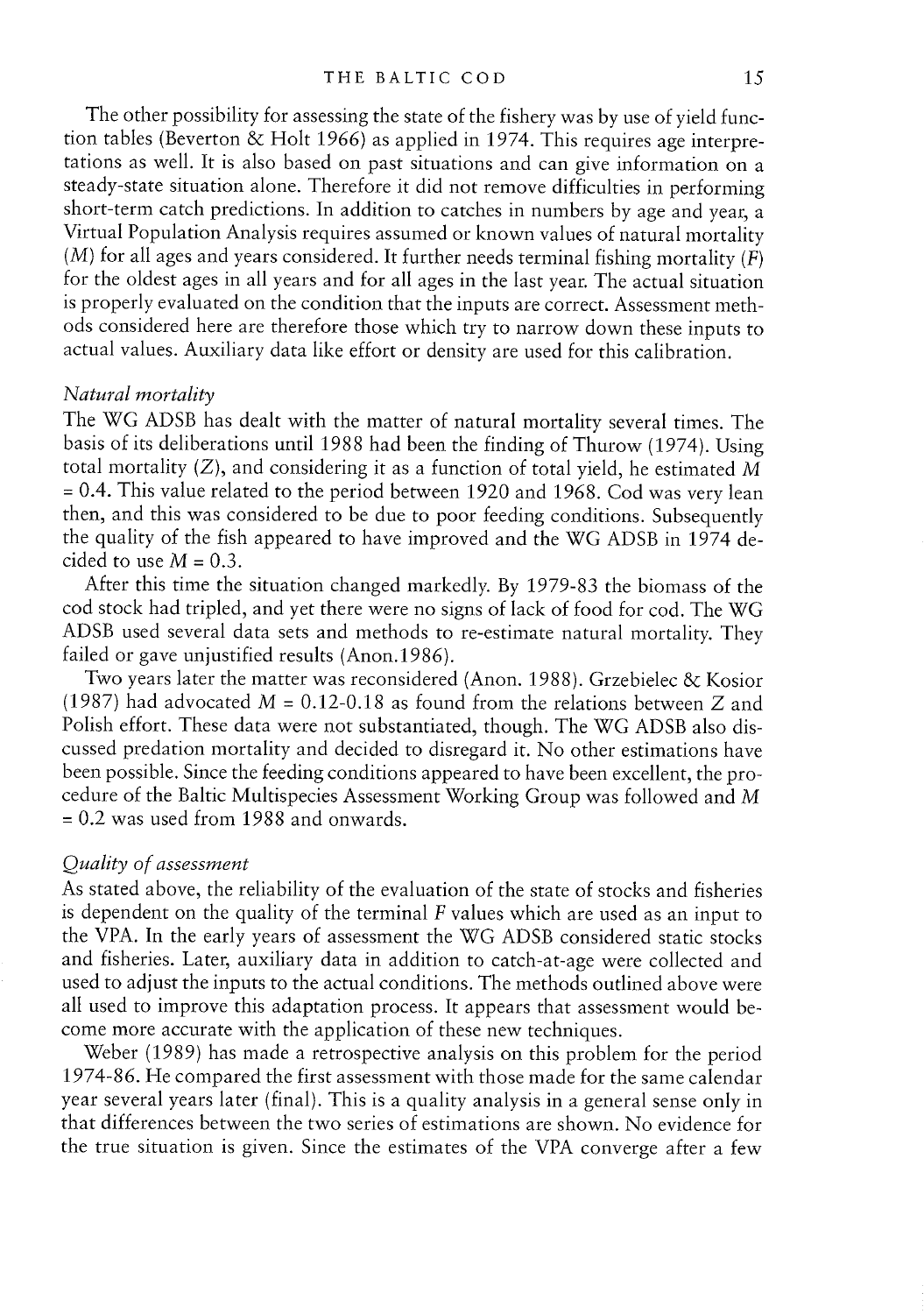The other possibility for assessing the state of the fishery was by use of yield function tables (Beverton & Holt 1966) as applied in 1974. This requires age interpretations as well. It is also based on past situations and can give information on a steady-state situation alone. Therefore it did not remove difficulties in performing short-term catch predictions. In addition to catches in numbers by age and year, a Virtual Population Analysis requires assumed or known values of natural mortality ($M$) for all ages and years considered. It further needs terminal fishing mortality ($F$) for the oldest ages in all years and for all ages in the last year. The actual situation is properly evaluated on the condition that the inputs are correct. Assessment methods considered here are therefore those which try to narrow down these inputs to actual values. Auxiliary data like effort or density are used for this calibration.

*Natural mortality*

The WG ADSB has dealt with the matter of natural mortality several times. The basis of its deliberations until 1988 had been the finding of Thurow (1974). Using total mortality ($Z$), and considering it as a function of total yield, he estimated $M = 0.4$. This value related to the period between 1920 and 1968. Cod was very lean then, and this was considered to be due to poor feeding conditions. Subsequently the quality of the fish appeared to have improved and the WG ADSB in 1974 decided to use $M = 0.3$.

After this time the situation changed markedly. By 1979-83 the biomass of the cod stock had tripled, and yet there were no signs of lack of food for cod. The WG ADSB used several data sets and methods to re-estimate natural mortality. They failed or gave unjustified results (Anon.1986).

Two years later the matter was reconsidered (Anon. 1988). Grzebielec & Kosior (1987) had advocated $M = 0.12$-$0.18$ as found from the relations between $Z$ and Polish effort. These data were not substantiated, though. The WG ADSB also discussed predation mortality and decided to disregard it. No other estimations have been possible. Since the feeding conditions appeared to have been excellent, the procedure of the Baltic Multispecies Assessment Working Group was followed and $M = 0.2$ was used from 1988 and onwards.

*Quality of assessment*

As stated above, the reliability of the evaluation of the state of stocks and fisheries is dependent on the quality of the terminal $F$ values which are used as an input to the VPA. In the early years of assessment the WG ADSB considered static stocks and fisheries. Later, auxiliary data in addition to catch-at-age were collected and used to adjust the inputs to the actual conditions. The methods outlined above were all used to improve this adaptation process. It appears that assessment would become more accurate with the application of these new techniques.

Weber (1989) has made a retrospective analysis on this problem for the period 1974-86. He compared the first assessment with those made for the same calendar year several years later (final). This is a quality analysis in a general sense only in that differences between the two series of estimations are shown. No evidence for the true situation is given. Since the estimates of the VPA converge after a few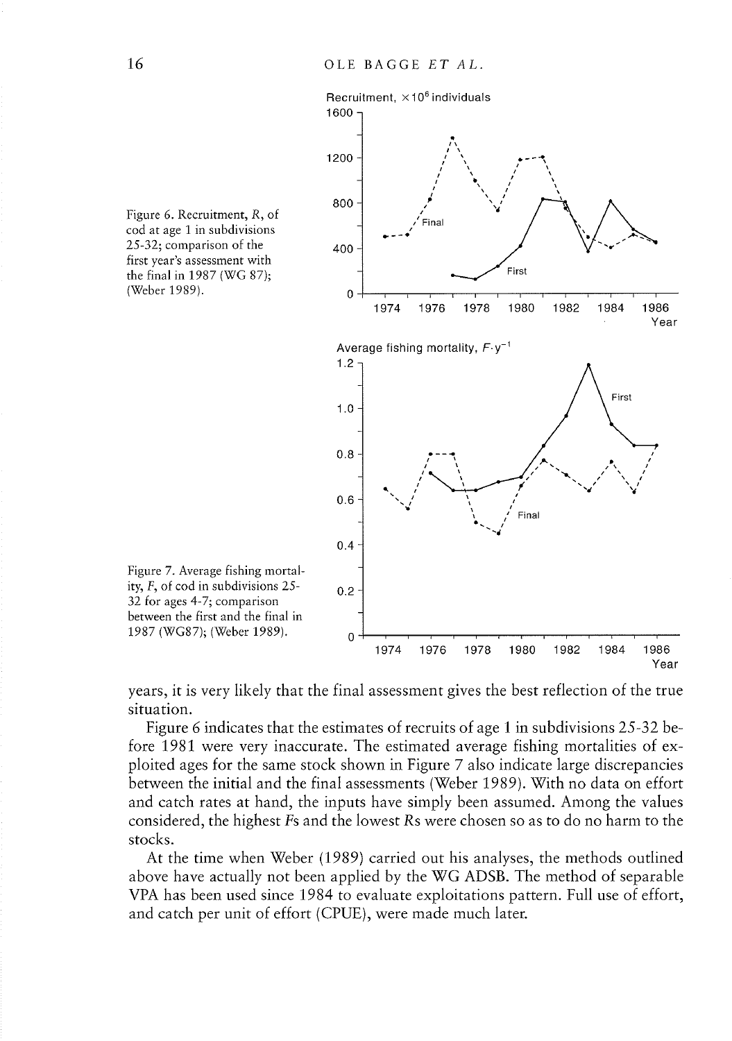Recruitment, $\times 10^6$ individuals

1600

1200

800

400

0

Final

First

1974 1976 1978 1980 1982 1984 1986

Year

Figure 6. Recruitment, $R$, of cod at age 1 in subdivisions 25-32; comparison of the first year's assessment with the final in 1987 (WG 87); (Weber 1989).

Average fishing mortality, $F \cdot y^{-1}$

1.2

1.0

0.8

0.6

0.4

0.2

0

First

Final

1974 1976 1978 1980 1982 1984 1986

Year

Figure 7. Average fishing mortality, $F$, of cod in subdivisions 25-32 for ages 4-7; comparison between the first and the final in 1987 (WG87); (Weber 1989).

years, it is very likely that the final assessment gives the best reflection of the true situation.

Figure 6 indicates that the estimates of recruits of age 1 in subdivisions 25-32 before 1981 were very inaccurate. The estimated average fishing mortalities of exploited ages for the same stock shown in Figure 7 also indicate large discrepancies between the initial and the final assessments (Weber 1989). With no data on effort and catch rates at hand, the inputs have simply been assumed. Among the values considered, the highest $F$s and the lowest $R$s were chosen so as to do no harm to the stocks.

At the time when Weber (1989) carried out his analyses, the methods outlined above have actually not been applied by the WG ADSB. The method of separable VPA has been used since 1984 to evaluate exploitations pattern. Full use of effort, and catch per unit of effort (CPUE), were made much later.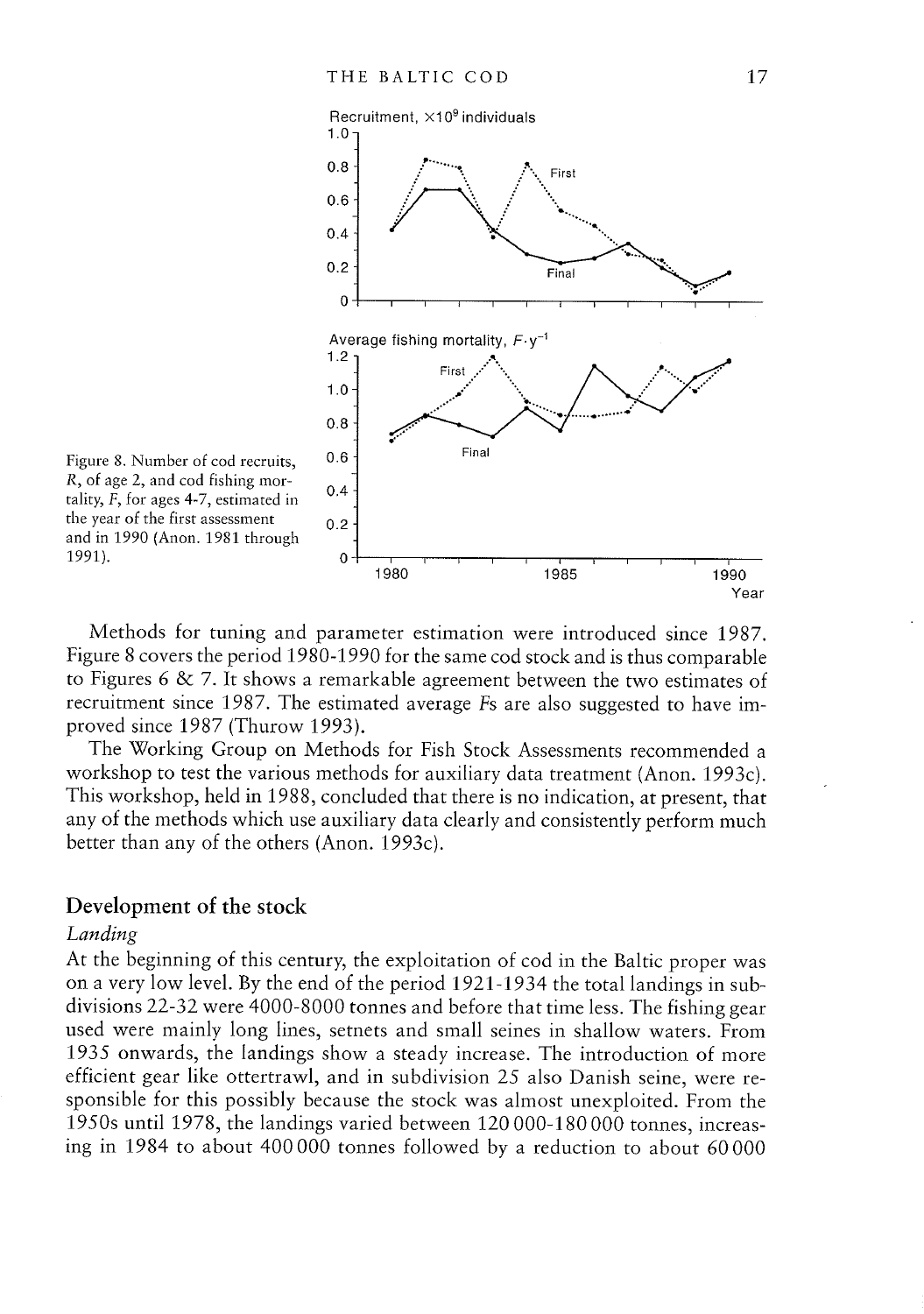Figure 8. Number of cod recruits, $R$, of age 2, and cod fishing mortality, $F$, for ages 4-7, estimated in the year of the first assessment and in 1990 (Anon. 1981 through 1991).

Methods for tuning and parameter estimation were introduced since 1987. Figure 8 covers the period 1980-1990 for the same cod stock and is thus comparable to Figures 6 & 7. It shows a remarkable agreement between the two estimates of recruitment since 1987. The estimated average $F$s are also suggested to have improved since 1987 (Thurow 1993).

The Working Group on Methods for Fish Stock Assessments recommended a workshop to test the various methods for auxiliary data treatment (Anon. 1993c). This workshop, held in 1988, concluded that there is no indication, at present, that any of the methods which use auxiliary data clearly and consistently perform much better than any of the others (Anon. 1993c).

## Development of the stock

### *Landing*

At the beginning of this century, the exploitation of cod in the Baltic proper was on a very low level. By the end of the period 1921-1934 the total landings in subdivisions 22-32 were 4000-8000 tonnes and before that time less. The fishing gear used were mainly long lines, setnets and small seines in shallow waters. From 1935 onwards, the landings show a steady increase. The introduction of more efficient gear like ottertrawl, and in subdivision 25 also Danish seine, were responsible for this possibly because the stock was almost unexploited. From the 1950s until 1978, the landings varied between 120 000-180 000 tonnes, increasing in 1984 to about 400 000 tonnes followed by a reduction to about 60 000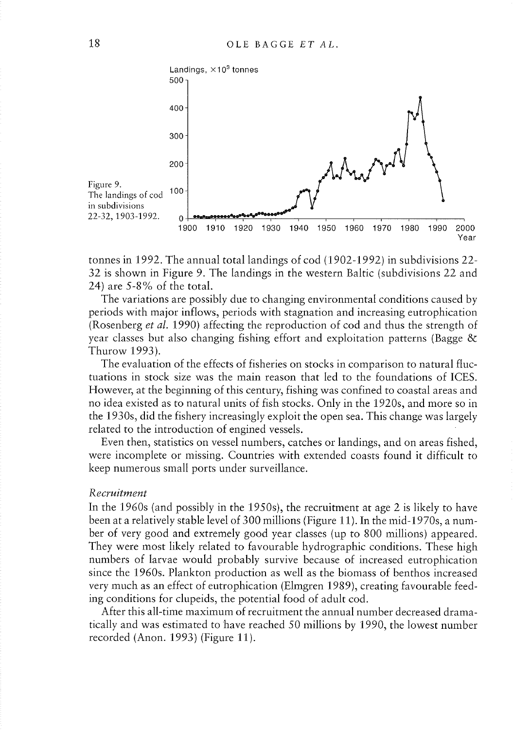Landings, ×10[3] tonnes

500

400

300

200

100

0

1900 1910 1920 1930 1940 1950 1960 1970 1980 1990 2000

Year

Figure 9. The landings of cod in subdivisions 22-32, 1903-1992.

tonnes in 1992. The annual total landings of cod (1902-1992) in subdivisions 22-32 is shown in Figure 9. The landings in the western Baltic (subdivisions 22 and 24) are 5-8% of the total.

The variations are possibly due to changing environmental conditions caused by periods with major inflows, periods with stagnation and increasing eutrophication (Rosenberg *et al.* 1990) affecting the reproduction of cod and thus the strength of year classes but also changing fishing effort and exploitation patterns (Bagge & Thurow 1993).

The evaluation of the effects of fisheries on stocks in comparison to natural fluctuations in stock size was the main reason that led to the foundations of ICES. However, at the beginning of this century, fishing was confined to coastal areas and no idea existed as to natural units of fish stocks. Only in the 1920s, and more so in the 1930s, did the fishery increasingly exploit the open sea. This change was largely related to the introduction of engined vessels.

Even then, statistics on vessel numbers, catches or landings, and on areas fished, were incomplete or missing. Countries with extended coasts found it difficult to keep numerous small ports under surveillance.

*Recruitment*

In the 1960s (and possibly in the 1950s), the recruitment at age 2 is likely to have been at a relatively stable level of 300 millions (Figure 11). In the mid-1970s, a number of very good and extremely good year classes (up to 800 millions) appeared. They were most likely related to favourable hydrographic conditions. These high numbers of larvae would probably survive because of increased eutrophication since the 1960s. Plankton production as well as the biomass of benthos increased very much as an effect of eutrophication (Elmgren 1989), creating favourable feeding conditions for clupeids, the potential food of adult cod.

After this all-time maximum of recruitment the annual number decreased dramatically and was estimated to have reached 50 millions by 1990, the lowest number recorded (Anon. 1993) (Figure 11).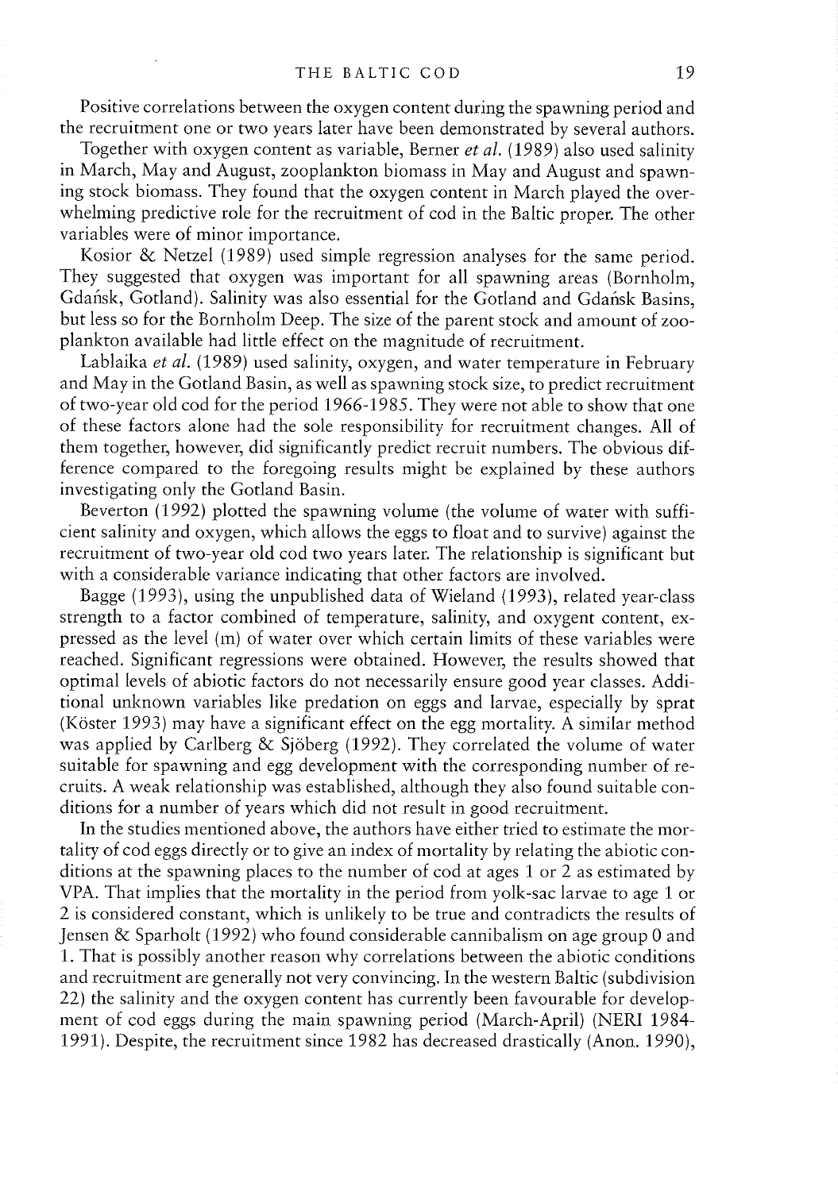Positive correlations between the oxygen content during the spawning period and the recruitment one or two years later have been demonstrated by several authors.

Together with oxygen content as variable, Berner *et al.* (1989) also used salinity in March, May and August, zooplankton biomass in May and August and spawning stock biomass. They found that the oxygen content in March played the overwhelming predictive role for the recruitment of cod in the Baltic proper. The other variables were of minor importance.

Kosior & Netzel (1989) used simple regression analyses for the same period. They suggested that oxygen was important for all spawning areas (Bornholm, Gdańsk, Gotland). Salinity was also essential for the Gotland and Gdańsk Basins, but less so for the Bornholm Deep. The size of the parent stock and amount of zooplankton available had little effect on the magnitude of recruitment.

Lablaika *et al.* (1989) used salinity, oxygen, and water temperature in February and May in the Gotland Basin, as well as spawning stock size, to predict recruitment of two-year old cod for the period 1966-1985. They were not able to show that one of these factors alone had the sole responsibility for recruitment changes. All of them together, however, did significantly predict recruit numbers. The obvious difference compared to the foregoing results might be explained by these authors investigating only the Gotland Basin.

Beverton (1992) plotted the spawning volume (the volume of water with sufficient salinity and oxygen, which allows the eggs to float and to survive) against the recruitment of two-year old cod two years later. The relationship is significant but with a considerable variance indicating that other factors are involved.

Bagge (1993), using the unpublished data of Wieland (1993), related year-class strength to a factor combined of temperature, salinity, and oxygent content, expressed as the level (m) of water over which certain limits of these variables were reached. Significant regressions were obtained. However, the results showed that optimal levels of abiotic factors do not necessarily ensure good year classes. Additional unknown variables like predation on eggs and larvae, especially by sprat (Köster 1993) may have a significant effect on the egg mortality. A similar method was applied by Carlberg & Sjöberg (1992). They correlated the volume of water suitable for spawning and egg development with the corresponding number of recruits. A weak relationship was established, although they also found suitable conditions for a number of years which did not result in good recruitment.

In the studies mentioned above, the authors have either tried to estimate the mortality of cod eggs directly or to give an index of mortality by relating the abiotic conditions at the spawning places to the number of cod at ages 1 or 2 as estimated by VPA. That implies that the mortality in the period from yolk-sac larvae to age 1 or 2 is considered constant, which is unlikely to be true and contradicts the results of Jensen & Sparholt (1992) who found considerable cannibalism on age group 0 and 1. That is possibly another reason why correlations between the abiotic conditions and recruitment are generally not very convincing. In the western Baltic (subdivision 22) the salinity and the oxygen content has currently been favourable for development of cod eggs during the main spawning period (March-April) (NERI 1984-1991). Despite, the recruitment since 1982 has decreased drastically (Anon. 1990),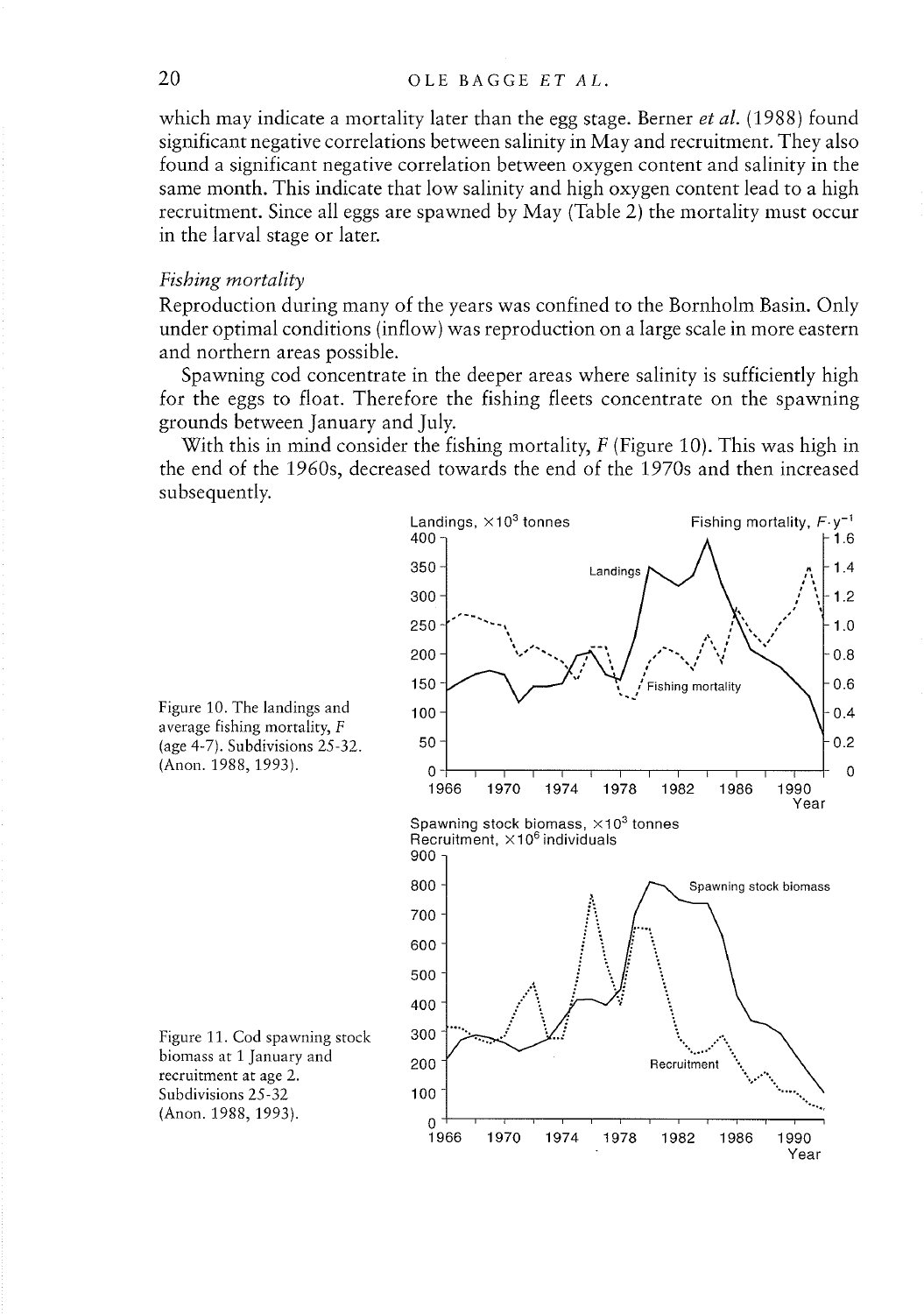which may indicate a mortality later than the egg stage. Berner *et al.* (1988) found significant negative correlations between salinity in May and recruitment. They also found a significant negative correlation between oxygen content and salinity in the same month. This indicate that low salinity and high oxygen content lead to a high recruitment. Since all eggs are spawned by May (Table 2) the mortality must occur in the larval stage or later.

*Fishing mortality*

Reproduction during many of the years was confined to the Bornholm Basin. Only under optimal conditions (inflow) was reproduction on a large scale in more eastern and northern areas possible.

Spawning cod concentrate in the deeper areas where salinity is sufficiently high for the eggs to float. Therefore the fishing fleets concentrate on the spawning grounds between January and July.

With this in mind consider the fishing mortality, $F$ (Figure 10). This was high in the end of the 1960s, decreased towards the end of the 1970s and then increased subsequently.

Landings, $\times 10^3$ tonnes
Fishing mortality, $F \cdot y^{-1}$
Landings
Fishing mortality
400
350
300
250
200
150
100
50
0
1.6
1.4
1.2
1.0
0.8
0.6
0.4
0.2
0
1966 1970 1974 1978 1982 1986 1990
Year

Figure 10. The landings and average fishing mortality, $F$ (age 4-7). Subdivisions 25-32. (Anon. 1988, 1993).

Spawning stock biomass, $\times 10^3$ tonnes
Recruitment, $\times 10^6$ individuals
Spawning stock biomass
Recruitment
900
800
700
600
500
400
300
200
100
0
1966 1970 1974 1978 1982 1986 1990
Year

Figure 11. Cod spawning stock biomass at 1 January and recruitment at age 2. Subdivisions 25-32 (Anon. 1988, 1993).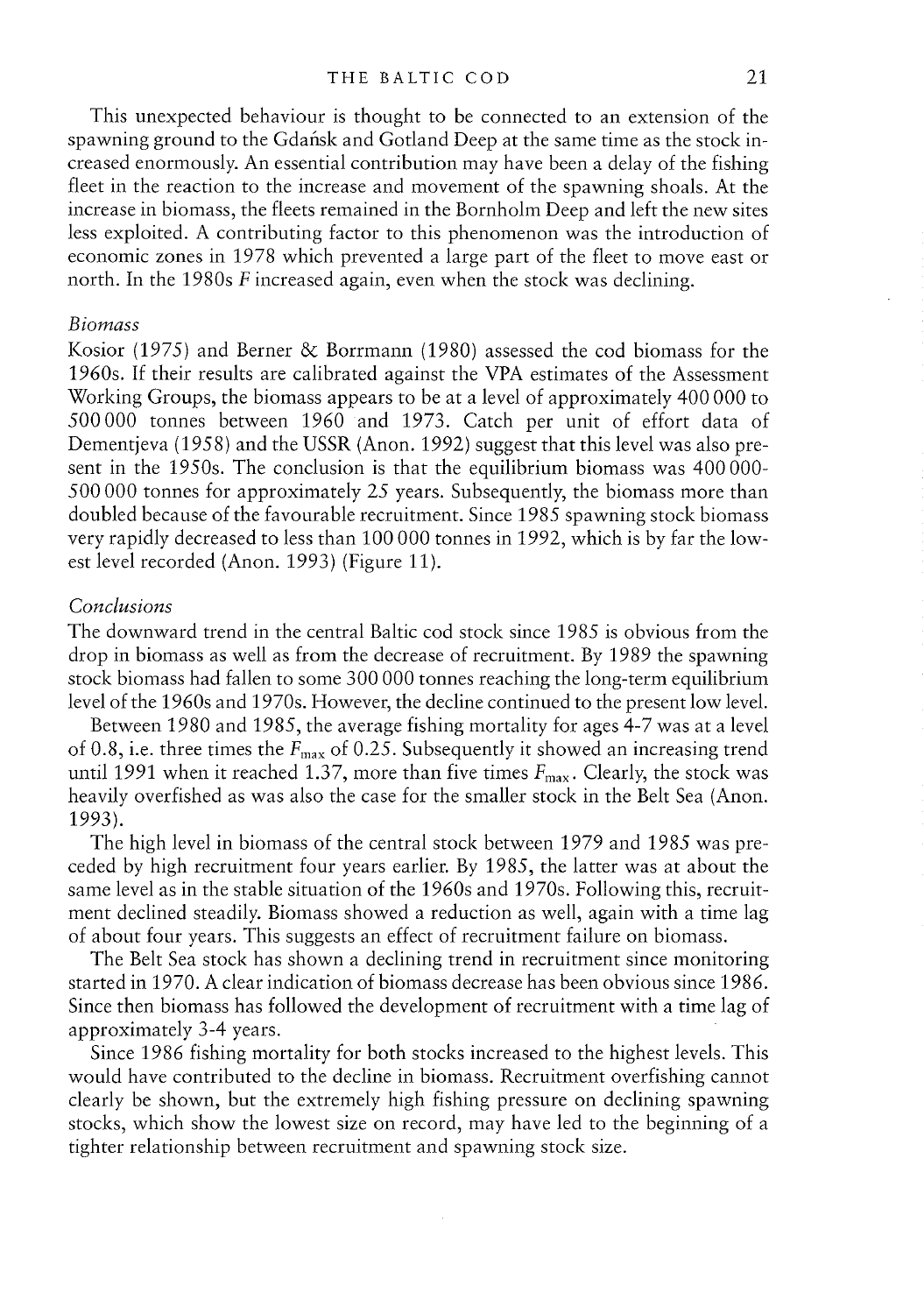This unexpected behaviour is thought to be connected to an extension of the spawning ground to the Gdańsk and Gotland Deep at the same time as the stock increased enormously. An essential contribution may have been a delay of the fishing fleet in the reaction to the increase and movement of the spawning shoals. At the increase in biomass, the fleets remained in the Bornholm Deep and left the new sites less exploited. A contributing factor to this phenomenon was the introduction of economic zones in 1978 which prevented a large part of the fleet to move east or north. In the 1980s $F$ increased again, even when the stock was declining.

*Biomass*

Kosior (1975) and Berner & Borrmann (1980) assessed the cod biomass for the 1960s. If their results are calibrated against the VPA estimates of the Assessment Working Groups, the biomass appears to be at a level of approximately 400 000 to 500 000 tonnes between 1960 and 1973. Catch per unit of effort data of Dementjeva (1958) and the USSR (Anon. 1992) suggest that this level was also present in the 1950s. The conclusion is that the equilibrium biomass was 400 000-500 000 tonnes for approximately 25 years. Subsequently, the biomass more than doubled because of the favourable recruitment. Since 1985 spawning stock biomass very rapidly decreased to less than 100 000 tonnes in 1992, which is by far the lowest level recorded (Anon. 1993) (Figure 11).

*Conclusions*

The downward trend in the central Baltic cod stock since 1985 is obvious from the drop in biomass as well as from the decrease of recruitment. By 1989 the spawning stock biomass had fallen to some 300 000 tonnes reaching the long-term equilibrium level of the 1960s and 1970s. However, the decline continued to the present low level.

Between 1980 and 1985, the average fishing mortality for ages 4-7 was at a level of 0.8, i.e. three times the $F_{max}$ of 0.25. Subsequently it showed an increasing trend until 1991 when it reached 1.37, more than five times $F_{max}$. Clearly, the stock was heavily overfished as was also the case for the smaller stock in the Belt Sea (Anon. 1993).

The high level in biomass of the central stock between 1979 and 1985 was preceded by high recruitment four years earlier. By 1985, the latter was at about the same level as in the stable situation of the 1960s and 1970s. Following this, recruitment declined steadily. Biomass showed a reduction as well, again with a time lag of about four years. This suggests an effect of recruitment failure on biomass.

The Belt Sea stock has shown a declining trend in recruitment since monitoring started in 1970. A clear indication of biomass decrease has been obvious since 1986. Since then biomass has followed the development of recruitment with a time lag of approximately 3-4 years.

Since 1986 fishing mortality for both stocks increased to the highest levels. This would have contributed to the decline in biomass. Recruitment overfishing cannot clearly be shown, but the extremely high fishing pressure on declining spawning stocks, which show the lowest size on record, may have led to the beginning of a tighter relationship between recruitment and spawning stock size.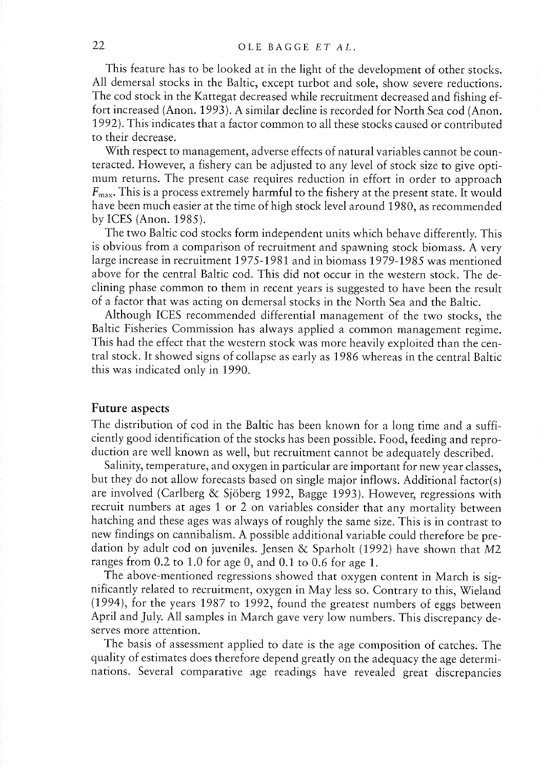This feature has to be looked at in the light of the development of other stocks. All demersal stocks in the Baltic, except turbot and sole, show severe reductions. The cod stock in the Kattegat decreased while recruitment decreased and fishing effort increased (Anon. 1993). A similar decline is recorded for North Sea cod (Anon. 1992). This indicates that a factor common to all these stocks caused or contributed to their decrease.

With respect to management, adverse effects of natural variables cannot be counteracted. However, a fishery can be adjusted to any level of stock size to give optimum returns. The present case requires reduction in effort in order to approach $F_{max}$. This is a process extremely harmful to the fishery at the present state. It would have been much easier at the time of high stock level around 1980, as recommended by ICES (Anon. 1985).

The two Baltic cod stocks form independent units which behave differently. This is obvious from a comparison of recruitment and spawning stock biomass. A very large increase in recruitment 1975-1981 and in biomass 1979-1985 was mentioned above for the central Baltic cod. This did not occur in the western stock. The declining phase common to them in recent years is suggested to have been the result of a factor that was acting on demersal stocks in the North Sea and the Baltic.

Although ICES recommended differential management of the two stocks, the Baltic Fisheries Commission has always applied a common management regime. This had the effect that the western stock was more heavily exploited than the central stock. It showed signs of collapse as early as 1986 whereas in the central Baltic this was indicated only in 1990.

## Future aspects

The distribution of cod in the Baltic has been known for a long time and a sufficiently good identification of the stocks has been possible. Food, feeding and reproduction are well known as well, but recruitment cannot be adequately described.

Salinity, temperature, and oxygen in particular are important for new year classes, but they do not allow forecasts based on single major inflows. Additional factor(s) are involved (Carlberg & Sjöberg 1992, Bagge 1993). However, regressions with recruit numbers at ages 1 or 2 on variables consider that any mortality between hatching and these ages was always of roughly the same size. This is in contrast to new findings on cannibalism. A possible additional variable could therefore be predation by adult cod on juveniles. Jensen & Sparholt (1992) have shown that $M2$ ranges from 0.2 to 1.0 for age 0, and 0.1 to 0.6 for age 1.

The above-mentioned regressions showed that oxygen content in March is significantly related to recruitment, oxygen in May less so. Contrary to this, Wieland (1994), for the years 1987 to 1992, found the greatest numbers of eggs between April and July. All samples in March gave very low numbers. This discrepancy deserves more attention.

The basis of assessment applied to date is the age composition of catches. The quality of estimates does therefore depend greatly on the adequacy the age determinations. Several comparative age readings have revealed great discrepancies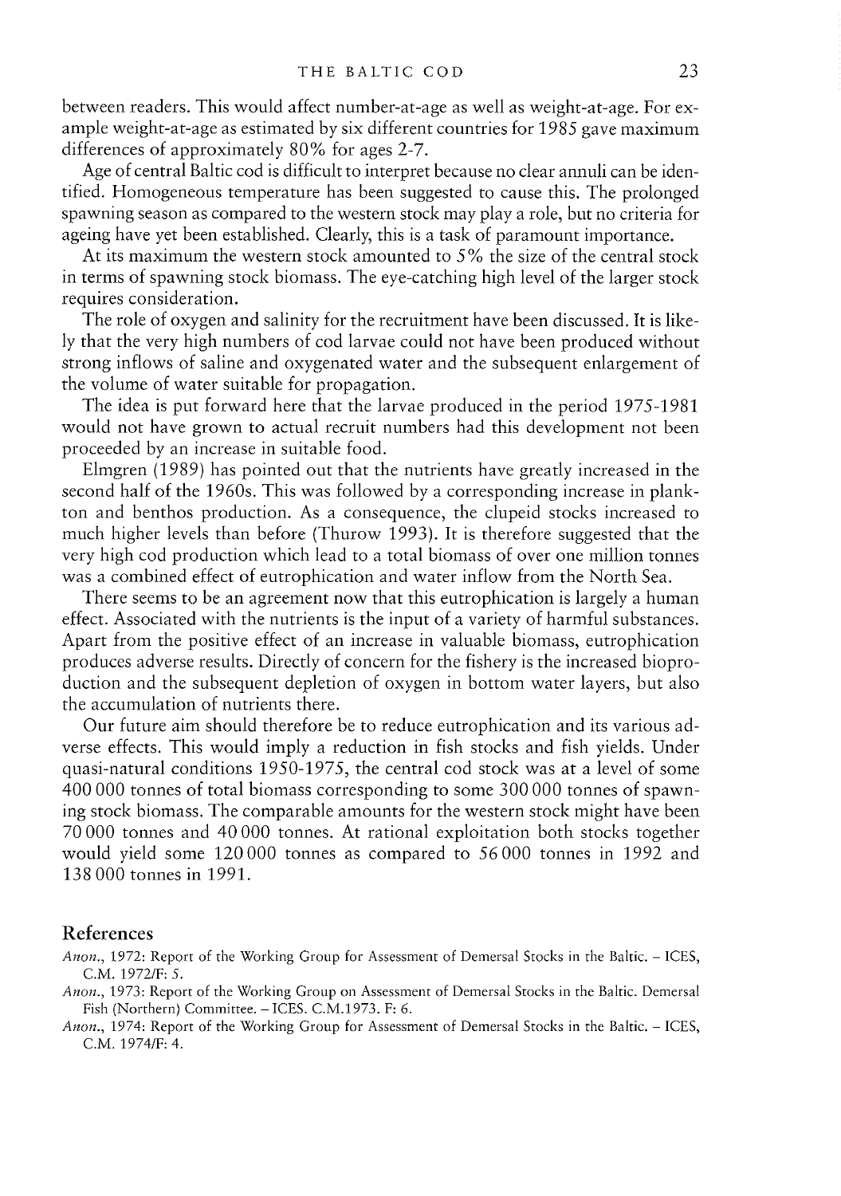between readers. This would affect number-at-age as well as weight-at-age. For example weight-at-age as estimated by six different countries for 1985 gave maximum differences of approximately 80% for ages 2-7.

Age of central Baltic cod is difficult to interpret because no clear annuli can be identified. Homogeneous temperature has been suggested to cause this. The prolonged spawning season as compared to the western stock may play a role, but no criteria for ageing have yet been established. Clearly, this is a task of paramount importance.

At its maximum the western stock amounted to 5% the size of the central stock in terms of spawning stock biomass. The eye-catching high level of the larger stock requires consideration.

The role of oxygen and salinity for the recruitment have been discussed. It is likely that the very high numbers of cod larvae could not have been produced without strong inflows of saline and oxygenated water and the subsequent enlargement of the volume of water suitable for propagation.

The idea is put forward here that the larvae produced in the period 1975-1981 would not have grown to actual recruit numbers had this development not been proceeded by an increase in suitable food.

Elmgren (1989) has pointed out that the nutrients have greatly increased in the second half of the 1960s. This was followed by a corresponding increase in plankton and benthos production. As a consequence, the clupeid stocks increased to much higher levels than before (Thurow 1993). It is therefore suggested that the very high cod production which lead to a total biomass of over one million tonnes was a combined effect of eutrophication and water inflow from the North Sea.

There seems to be an agreement now that this eutrophication is largely a human effect. Associated with the nutrients is the input of a variety of harmful substances. Apart from the positive effect of an increase in valuable biomass, eutrophication produces adverse results. Directly of concern for the fishery is the increased bioproduction and the subsequent depletion of oxygen in bottom water layers, but also the accumulation of nutrients there.

Our future aim should therefore be to reduce eutrophication and its various adverse effects. This would imply a reduction in fish stocks and fish yields. Under quasi-natural conditions 1950-1975, the central cod stock was at a level of some 400 000 tonnes of total biomass corresponding to some 300 000 tonnes of spawning stock biomass. The comparable amounts for the western stock might have been 70 000 tonnes and 40 000 tonnes. At rational exploitation both stocks together would yield some 120 000 tonnes as compared to 56 000 tonnes in 1992 and 138 000 tonnes in 1991.

## References

*Anon.*, 1972: Report of the Working Group for Assessment of Demersal Stocks in the Baltic. – ICES, C.M. 1972/F: 5.

*Anon.*, 1973: Report of the Working Group on Assessment of Demersal Stocks in the Baltic. Demersal Fish (Northern) Committee. – ICES. C.M.1973. F: 6.

*Anon.*, 1974: Report of the Working Group for Assessment of Demersal Stocks in the Baltic. – ICES, C.M. 1974/F: 4.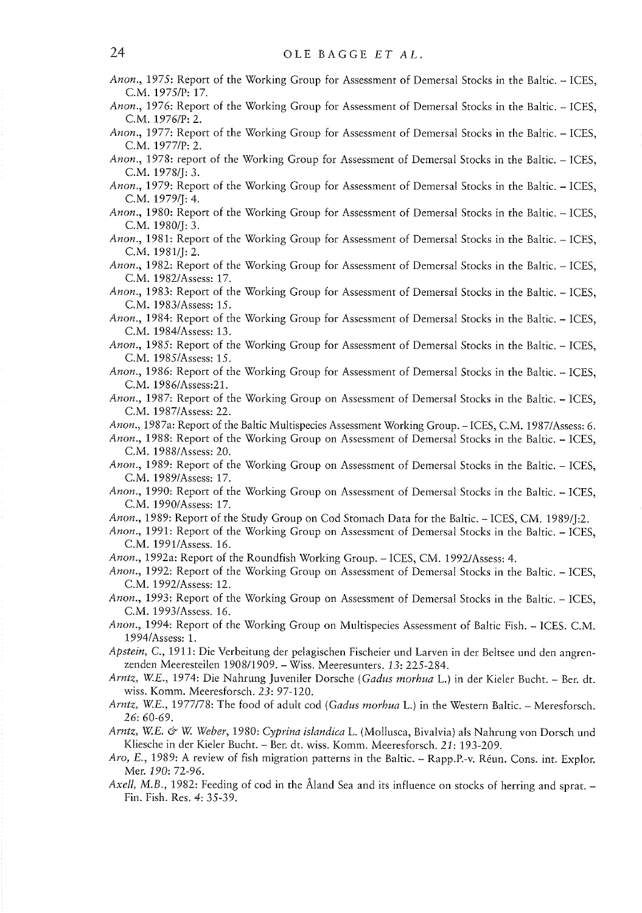*Anon.*, 1975: Report of the Working Group for Assessment of Demersal Stocks in the Baltic. – ICES, C.M. 1975/P: 17.

*Anon.*, 1976: Report of the Working Group for Assessment of Demersal Stocks in the Baltic. – ICES, C.M. 1976/P: 2.

*Anon.*, 1977: Report of the Working Group for Assessment of Demersal Stocks in the Baltic. – ICES, C.M. 1977/P: 2.

*Anon.*, 1978: report of the Working Group for Assessment of Demersal Stocks in the Baltic. – ICES, C.M. 1978/J: 3.

*Anon.*, 1979: Report of the Working Group for Assessment of Demersal Stocks in the Baltic. – ICES, C.M. 1979/J: 4.

*Anon.*, 1980: Report of the Working Group for Assessment of Demersal Stocks in the Baltic. – ICES, C.M. 1980/J: 3.

*Anon.*, 1981: Report of the Working Group for Assessment of Demersal Stocks in the Baltic. – ICES, C.M. 1981/J: 2.

*Anon.*, 1982: Report of the Working Group for Assessment of Demersal Stocks in the Baltic. – ICES, C.M. 1982/Assess: 17.

*Anon.*, 1983: Report of the Working Group for Assessment of Demersal Stocks in the Baltic. – ICES, C.M. 1983/Assess: 15.

*Anon.*, 1984: Report of the Working Group for Assessment of Demersal Stocks in the Baltic. – ICES, C.M. 1984/Assess: 13.

*Anon.*, 1985: Report of the Working Group for Assessment of Demersal Stocks in the Baltic. – ICES, C.M. 1985/Assess: 15.

*Anon.*, 1986: Report of the Working Group for Assessment of Demersal Stocks in the Baltic. – ICES, C.M. 1986/Assess:21.

*Anon.*, 1987: Report of the Working Group on Assessment of Demersal Stocks in the Baltic. – ICES, C.M. 1987/Assess: 22.

*Anon.*, 1987a: Report of the Baltic Multispecies Assessment Working Group. – ICES, C.M. 1987/Assess: 6.

*Anon.*, 1988: Report of the Working Group on Assessment of Demersal Stocks in the Baltic. – ICES, C.M. 1988/Assess: 20.

*Anon.*, 1989: Report of the Working Group on Assessment of Demersal Stocks in the Baltic. – ICES, C.M. 1989/Assess: 17.

*Anon.*, 1990: Report of the Working Group on Assessment of Demersal Stocks in the Baltic. – ICES, C.M. 1990/Assess: 17.

*Anon.*, 1989: Report of the Study Group on Cod Stomach Data for the Baltic. – ICES, CM. 1989/J:2.

*Anon.*, 1991: Report of the Working Group on Assessment of Demersal Stocks in the Baltic. – ICES, C.M. 1991/Assess. 16.

*Anon.*, 1992a: Report of the Roundfish Working Group. – ICES, CM. 1992/Assess: 4.

*Anon.*, 1992: Report of the Working Group on Assessment of Demersal Stocks in the Baltic. – ICES, C.M. 1992/Assess: 12.

*Anon.*, 1993: Report of the Working Group on Assessment of Demersal Stocks in the Baltic. – ICES, C.M. 1993/Assess. 16.

*Anon.*, 1994: Report of the Working Group on Multispecies Assessment of Baltic Fish. – ICES. C.M. 1994/Assess: 1.

*Apstein, C.*, 1911: Die Verbeitung der pelagischen Fischeier und Larven in der Beltsee und den angrenzenden Meeresteilen 1908/1909. – Wiss. Meeresunters. *13*: 225-284.

*Arntz, W.E.*, 1974: Die Nahrung Juveniler Dorsche (*Gadus morhua* L.) in der Kieler Bucht. – Ber. dt. wiss. Komm. Meeresforsch. *23*: 97-120.

*Arntz, W.E.*, 1977/78: The food of adult cod (*Gadus morhua* L.) in the Western Baltic. – Meresforsch. *26*: 60-69.

*Arntz, W.E. & W. Weber*, 1980: *Cyprina islandica* L. (Mollusca, Bivalvia) als Nahrung von Dorsch und Kliesche in der Kieler Bucht. – Ber. dt. wiss. Komm. Meeresforsch. *21*: 193-209.

*Aro, E.*, 1989: A review of fish migration patterns in the Baltic. – Rapp.P.-v. Réun. Cons. int. Explor. Mer. *190*: 72-96.

*Axell, M.B.*, 1982: Feeding of cod in the Åland Sea and its influence on stocks of herring and sprat. – Fin. Fish. Res. *4*: 35-39.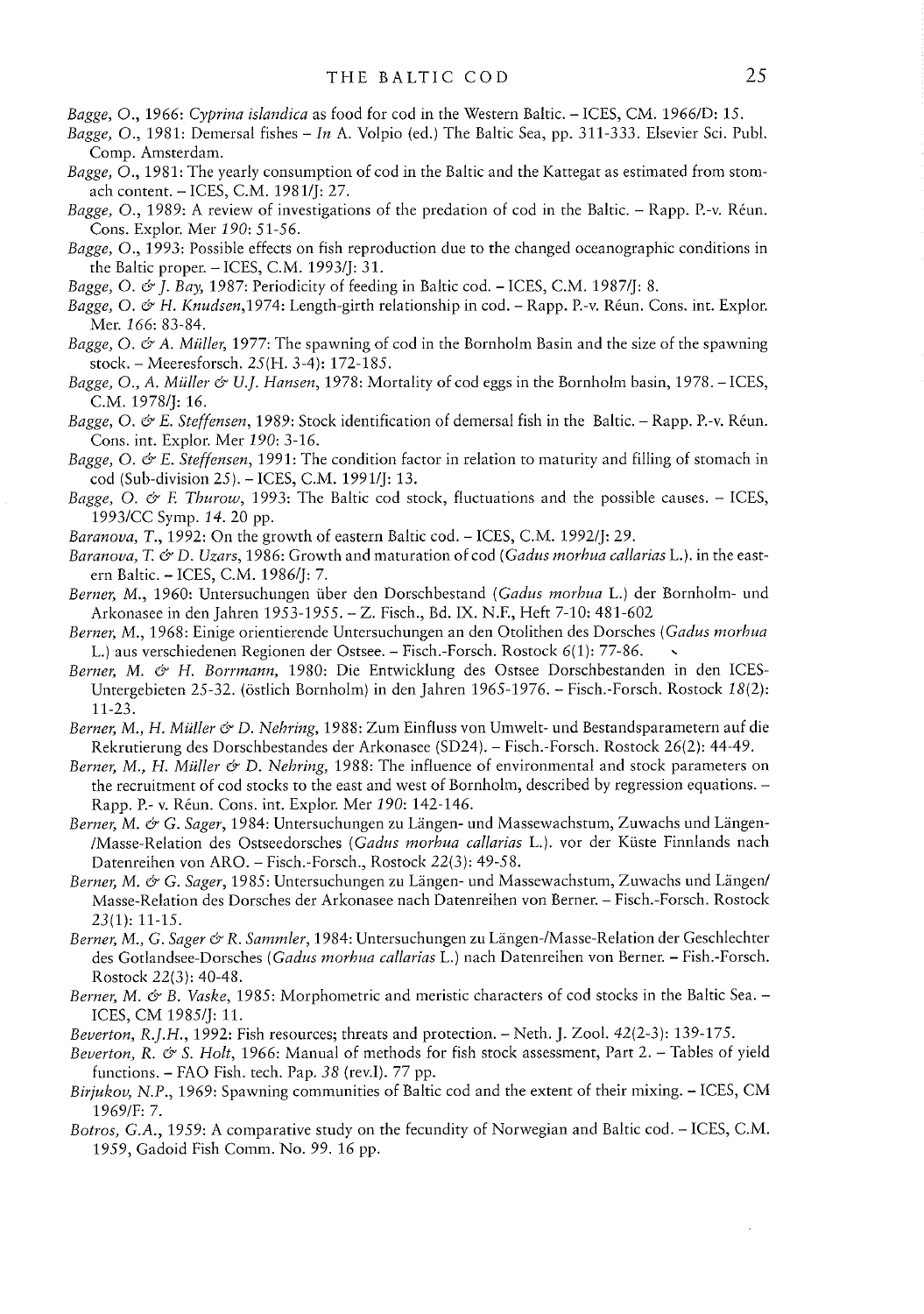*Bagge, O.*, 1966: *Cyprina islandica* as food for cod in the Western Baltic. – ICES, CM. 1966/D: 15.

*Bagge, O.*, 1981: Demersal fishes – *In* A. Volpio (ed.) The Baltic Sea, pp. 311-333. Elsevier Sci. Publ. Comp. Amsterdam.

*Bagge, O.*, 1981: The yearly consumption of cod in the Baltic and the Kattegat as estimated from stomach content. – ICES, C.M. 1981/J: 27.

*Bagge, O.*, 1989: A review of investigations of the predation of cod in the Baltic. – Rapp. P.-v. Réun. Cons. Explor. Mer *190*: 51-56.

*Bagge, O.*, 1993: Possible effects on fish reproduction due to the changed oceanographic conditions in the Baltic proper. – ICES, C.M. 1993/J: 31.

*Bagge, O. & J. Bay*, 1987: Periodicity of feeding in Baltic cod. – ICES, C.M. 1987/J: 8.

*Bagge, O. & H. Knudsen*,1974: Length-girth relationship in cod. – Rapp. P.-v. Réun. Cons. int. Explor. Mer. *166*: 83-84.

*Bagge, O. & A. Müller*, 1977: The spawning of cod in the Bornholm Basin and the size of the spawning stock. – Meeresforsch. *25*(H. 3-4): 172-185.

*Bagge, O., A. Müller & U.J. Hansen*, 1978: Mortality of cod eggs in the Bornholm basin, 1978. – ICES, C.M. 1978/J: 16.

*Bagge, O. & E. Steffensen*, 1989: Stock identification of demersal fish in the Baltic. – Rapp. P.-v. Réun. Cons. int. Explor. Mer *190*: 3-16.

*Bagge, O. & E. Steffensen*, 1991: The condition factor in relation to maturity and filling of stomach in cod (Sub-division 25). – ICES, C.M. 1991/J: 13.

*Bagge, O. & F. Thurow*, 1993: The Baltic cod stock, fluctuations and the possible causes. – ICES, 1993/CC Symp. *14*. 20 pp.

*Baranova, T.*, 1992: On the growth of eastern Baltic cod. – ICES, C.M. 1992/J: 29.

*Baranova, T. & D. Uzars*, 1986: Growth and maturation of cod (*Gadus morhua callarias* L.). in the eastern Baltic. – ICES, C.M. 1986/J: 7.

*Berner, M.*, 1960: Untersuchungen über den Dorschbestand (*Gadus morhua* L.) der Bornholm- und Arkonasee in den Jahren 1953-1955. – Z. Fisch., Bd. IX. N.F., Heft 7-10: 481-602

*Berner, M.*, 1968: Einige orientierende Untersuchungen an den Otolithen des Dorsches (*Gadus morhua* L.) aus verschiedenen Regionen der Ostsee. – Fisch.-Forsch. Rostock *6*(1): 77-86.

*Berner, M. & H. Borrmann*, 1980: Die Entwicklung des Ostsee Dorschbestanden in den ICES-Untergebieten 25-32. (östlich Bornholm) in den Jahren 1965-1976. – Fisch.-Forsch. Rostock *18*(2): 11-23.

*Berner, M., H. Müller & D. Nehring*, 1988: Zum Einfluss von Umwelt- und Bestandsparametern auf die Rekrutierung des Dorschbestandes der Arkonasee (SD24). – Fisch.-Forsch. Rostock *26*(2): 44-49.

*Berner, M., H. Müller & D. Nehring*, 1988: The influence of environmental and stock parameters on the recruitment of cod stocks to the east and west of Bornholm, described by regression equations. – Rapp. P.- v. Réun. Cons. int. Explor. Mer *190*: 142-146.

*Berner, M. & G. Sager*, 1984: Untersuchungen zu Längen- und Massewachstum, Zuwachs und Längen-/Masse-Relation des Ostseedorsches (*Gadus morhua callarias* L.). vor der Küste Finnlands nach Datenreihen von ARO. – Fisch.-Forsch., Rostock *22*(3): 49-58.

*Berner, M. & G. Sager*, 1985: Untersuchungen zu Längen- und Massewachstum, Zuwachs und Längen/ Masse-Relation des Dorsches der Arkonasee nach Datenreihen von Berner. – Fisch.-Forsch. Rostock *23*(1): 11-15.

*Berner, M., G. Sager & R. Sammler*, 1984: Untersuchungen zu Längen-/Masse-Relation der Geschlechter des Gotlandsee-Dorsches (*Gadus morhua callarias* L.) nach Datenreihen von Berner. – Fish.-Forsch. Rostock *22*(3): 40-48.

*Berner, M. & B. Vaske*, 1985: Morphometric and meristic characters of cod stocks in the Baltic Sea. – ICES, CM 1985/J: 11.

*Beverton, R.J.H.*, 1992: Fish resources; threats and protection. – Neth. J. Zool. *42*(2-3): 139-175.

*Beverton, R. & S. Holt*, 1966: Manual of methods for fish stock assessment, Part 2. – Tables of yield functions. – FAO Fish. tech. Pap. *38* (rev.I). 77 pp.

*Birjukov, N.P.*, 1969: Spawning communities of Baltic cod and the extent of their mixing. – ICES, CM 1969/F: 7.

*Botros, G.A.*, 1959: A comparative study on the fecundity of Norwegian and Baltic cod. – ICES, C.M. 1959, Gadoid Fish Comm. No. 99. 16 pp.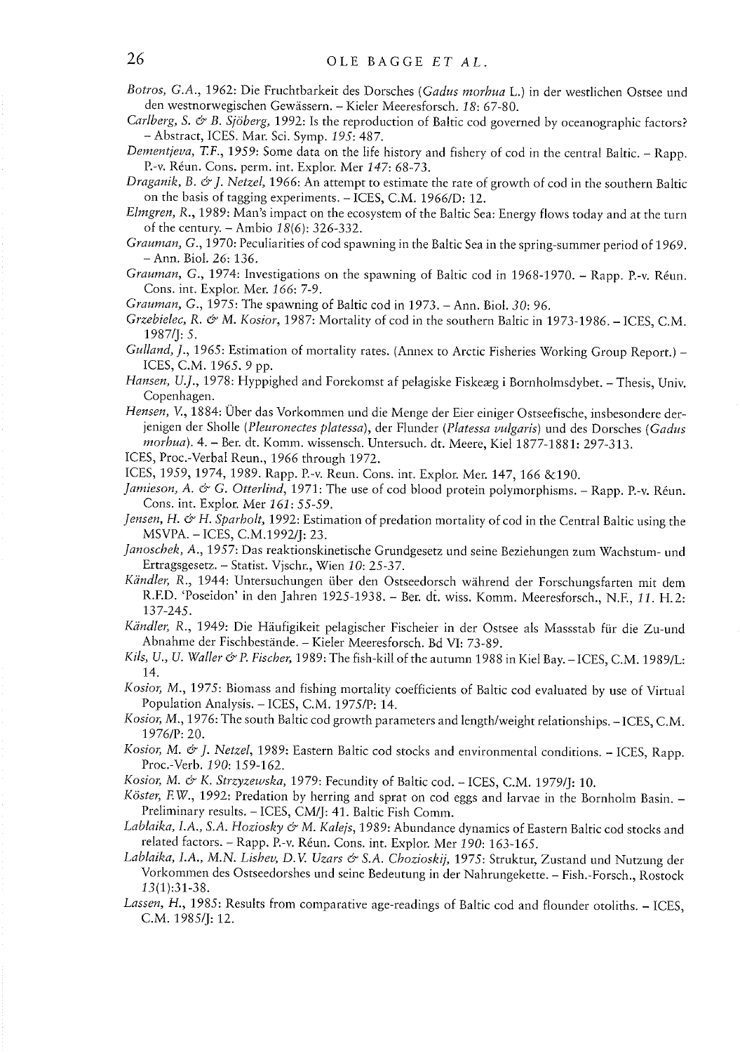*Botros, G.A.*, 1962: Die Fruchtbarkeit des Dorsches (*Gadus morhua* L.) in der westlichen Ostsee und den westnorwegischen Gewässern. – Kieler Meeresforsch. *18*: 67-80.

*Carlberg, S. & B. Sjöberg*, 1992: Is the reproduction of Baltic cod governed by oceanographic factors? – Abstract, ICES. Mar. Sci. Symp. *195*: 487.

*Dementjeva, T.F.*, 1959: Some data on the life history and fishery of cod in the central Baltic. – Rapp. P.-v. Réun. Cons. perm. int. Explor. Mer *147*: 68-73.

*Draganik, B. & J. Netzel*, 1966: An attempt to estimate the rate of growth of cod in the southern Baltic on the basis of tagging experiments. – ICES, C.M. 1966/D: 12.

*Elmgren, R.*, 1989: Man's impact on the ecosystem of the Baltic Sea: Energy flows today and at the turn of the century. – Ambio *18*(6): 326-332.

*Grauman, G.*, 1970: Peculiarities of cod spawning in the Baltic Sea in the spring-summer period of 1969. – Ann. Biol. *26*: 136.

*Grauman, G.*, 1974: Investigations on the spawning of Baltic cod in 1968-1970. – Rapp. P.-v. Réun. Cons. int. Explor. Mer. *166*: 7-9.

*Grauman, G.*, 1975: The spawning of Baltic cod in 1973. – Ann. Biol. *30*: 96.

*Grzebielec, R. & M. Kosior*, 1987: Mortality of cod in the southern Baltic in 1973-1986. – ICES, C.M. 1987/J: 5.

*Gulland, J.*, 1965: Estimation of mortality rates. (Annex to Arctic Fisheries Working Group Report.) – ICES, C.M. 1965. 9 pp.

*Hansen, U.J.*, 1978: Hyppighed and Forekomst af pelagiske Fiskeæg i Bornholmsdybet. – Thesis, Univ. Copenhagen.

*Hensen, V.*, 1884: Über das Vorkommen und die Menge der Eier einiger Ostseefische, insbesondere derjenigen der Sholle (*Pleuronectes platessa*), der Flunder (*Platessa vulgaris*) und des Dorsches (*Gadus morhua*). 4. – Ber. dt. Komm. wissensch. Untersuch. dt. Meere, Kiel 1877-1881: 297-313.

ICES, Proc.-Verbal Reun., 1966 through 1972.

ICES, 1959, 1974, 1989. Rapp. P.-v. Reun. Cons. int. Explor. Mer. 147, 166 &190.

*Jamieson, A. & G. Otterlind*, 1971: The use of cod blood protein polymorphisms. – Rapp. P.-v. Réun. Cons. int. Explor. Mer *161*: 55-59.

*Jensen, H. & H. Sparholt*, 1992: Estimation of predation mortality of cod in the Central Baltic using the MSVPA. – ICES, C.M.1992/J: 23.

*Janoschek, A.*, 1957: Das reaktionskinetische Grundgesetz und seine Beziehungen zum Wachstum- und Ertragsgesetz. – Statist. Vjschr., Wien *10*: 25-37.

*Kändler, R.*, 1944: Untersuchungen über den Ostseedorsch während der Forschungsfarten mit dem R.F.D. 'Poseidon' in den Jahren 1925-1938. – Ber. dt. wiss. Komm. Meeresforsch., N.F., *11*. H.2: 137-245.

*Kändler, R.*, 1949: Die Häufigikeit pelagischer Fischeier in der Ostsee als Massstab für die Zu-und Abnahme der Fischbestände. – Kieler Meeresforsch. Bd VI: 73-89.

*Kils, U., U. Waller & P. Fischer*, 1989: The fish-kill of the autumn 1988 in Kiel Bay. – ICES, C.M. 1989/L: 14.

*Kosior, M.*, 1975: Biomass and fishing mortality coefficients of Baltic cod evaluated by use of Virtual Population Analysis. – ICES, C.M. 1975/P: 14.

*Kosior, M.*, 1976: The south Baltic cod growth parameters and length/weight relationships. – ICES, C.M. 1976/P: 20.

*Kosior, M. & J. Netzel*, 1989: Eastern Baltic cod stocks and environmental conditions. – ICES, Rapp. Proc.-Verb. *190*: 159-162.

*Kosior, M. & K. Strzyzewska*, 1979: Fecundity of Baltic cod. – ICES, C.M. 1979/J: 10.

*Köster, F.W.*, 1992: Predation by herring and sprat on cod eggs and larvae in the Bornholm Basin. – Preliminary results. – ICES, CM/J: 41. Baltic Fish Comm.

*Lablaika, I.A., S.A. Hoziosky & M. Kalejs*, 1989: Abundance dynamics of Eastern Baltic cod stocks and related factors. – Rapp. P.-v. Réun. Cons. int. Explor. Mer *190*: 163-165.

*Lablaika, I.A., M.N. Lishev, D.V. Uzars & S.A. Chozioskij*, 1975: Struktur, Zustand und Nutzung der Vorkommen des Ostseedorshes und seine Bedeutung in der Nahrungekette. – Fish.-Forsch., Rostock *13*(1):31-38.

*Lassen, H.*, 1985: Results from comparative age-readings of Baltic cod and flounder otoliths. – ICES, C.M. 1985/J: 12.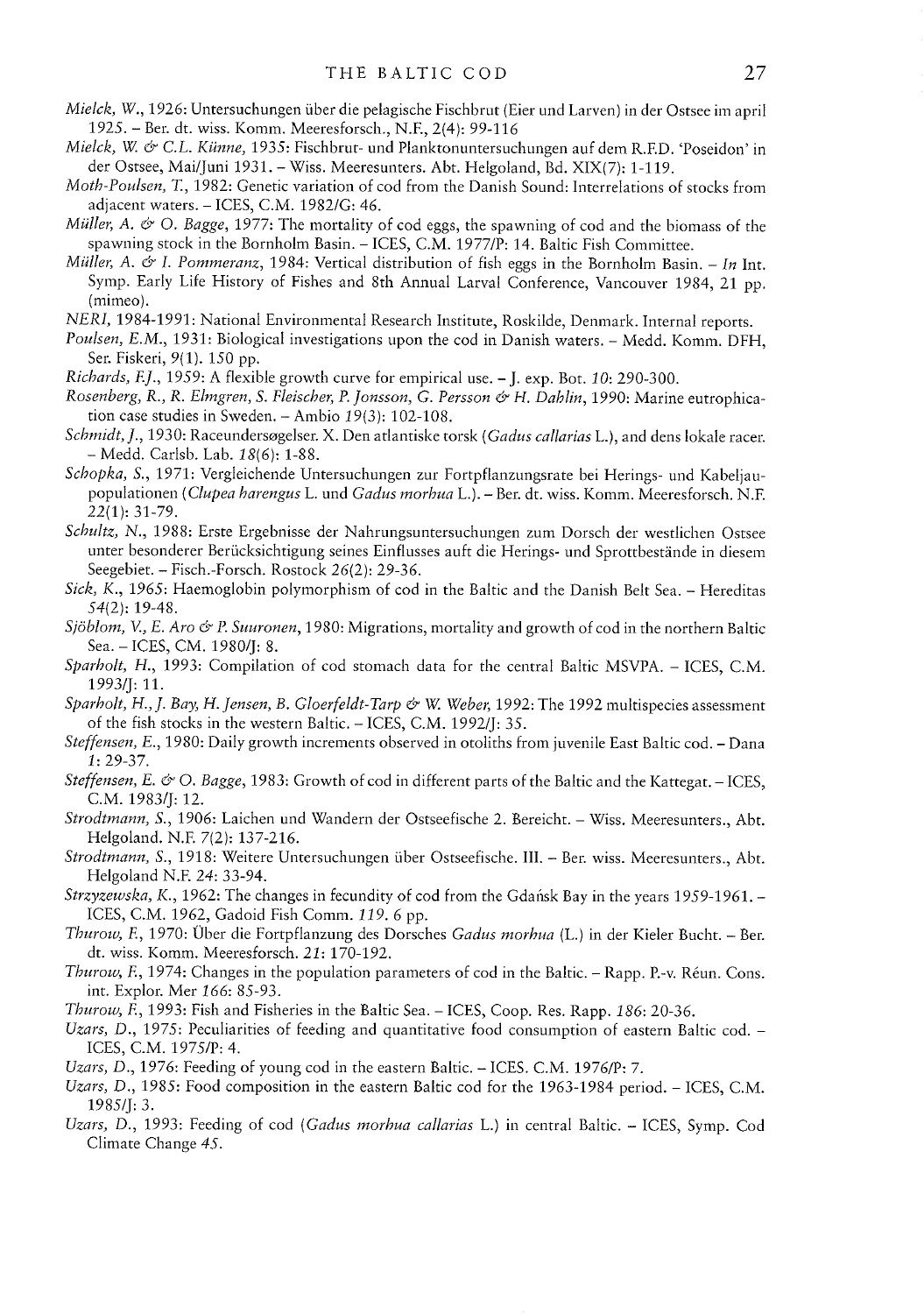*Mielck, W.*, 1926: Untersuchungen über die pelagische Fischbrut (Eier und Larven) in der Ostsee im april 1925. – Ber. dt. wiss. Komm. Meeresforsch., N.F., 2(4): 99-116

*Mielck, W. & C.L. Künne*, 1935: Fischbrut- und Planktonuntersuchungen auf dem R.F.D. 'Poseidon' in der Ostsee, Mai/Juni 1931. – Wiss. Meeresunters. Abt. Helgoland, Bd. XIX(7): 1-119.

*Moth-Poulsen, T.*, 1982: Genetic variation of cod from the Danish Sound: Interrelations of stocks from adjacent waters. – ICES, C.M. 1982/G: 46.

*Müller, A. & O. Bagge*, 1977: The mortality of cod eggs, the spawning of cod and the biomass of the spawning stock in the Bornholm Basin. – ICES, C.M. 1977/P: 14. Baltic Fish Committee.

*Müller, A. & I. Pommeranz*, 1984: Vertical distribution of fish eggs in the Bornholm Basin. – *In* Int. Symp. Early Life History of Fishes and 8th Annual Larval Conference, Vancouver 1984, 21 pp. (mimeo).

*NERI*, 1984-1991: National Environmental Research Institute, Roskilde, Denmark. Internal reports.

*Poulsen, E.M.*, 1931: Biological investigations upon the cod in Danish waters. – Medd. Komm. DFH, Ser. Fiskeri, 9(1). 150 pp.

*Richards, F.J.*, 1959: A flexible growth curve for empirical use. – J. exp. Bot. *10*: 290-300.

*Rosenberg, R., R. Elmgren, S. Fleischer, P. Jonsson, G. Persson & H. Dahlin*, 1990: Marine eutrophication case studies in Sweden. – Ambio *19*(3): 102-108.

*Schmidt, J.*, 1930: Raceundersøgelser. X. Den atlantiske torsk (*Gadus callarias* L.), and dens lokale racer. – Medd. Carlsb. Lab. *18*(6): 1-88.

*Schopka, S.*, 1971: Vergleichende Untersuchungen zur Fortpflanzungsrate bei Herings- und Kabeljaupopulationen (*Clupea harengus* L. und *Gadus morhua* L.). – Ber. dt. wiss. Komm. Meeresforsch. N.F. *22*(1): 31-79.

*Schultz, N.*, 1988: Erste Ergebnisse der Nahrungsuntersuchungen zum Dorsch der westlichen Ostsee unter besonderer Berücksichtigung seines Einflusses auft die Herings- und Sprottbestände in diesem Seegebiet. – Fisch.-Forsch. Rostock *26*(2): 29-36.

*Sick, K.*, 1965: Haemoglobin polymorphism of cod in the Baltic and the Danish Belt Sea. – Hereditas *54*(2): 19-48.

*Sjöblom, V., E. Aro & P. Suuronen*, 1980: Migrations, mortality and growth of cod in the northern Baltic Sea. – ICES, CM. 1980/J: 8.

*Sparholt, H.*, 1993: Compilation of cod stomach data for the central Baltic MSVPA. – ICES, C.M. 1993/J: 11.

*Sparholt, H., J. Bay, H. Jensen, B. Gloerfeldt-Tarp & W. Weber*, 1992: The 1992 multispecies assessment of the fish stocks in the western Baltic. – ICES, C.M. 1992/J: 35.

*Steffensen, E.*, 1980: Daily growth increments observed in otoliths from juvenile East Baltic cod. – Dana *1*: 29-37.

*Steffensen, E. & O. Bagge*, 1983: Growth of cod in different parts of the Baltic and the Kattegat. – ICES, C.M. 1983/J: 12.

*Strodtmann, S.*, 1906: Laichen und Wandern der Ostseefische 2. Bereicht. – Wiss. Meeresunters., Abt. Helgoland. N.F. *7*(2): 137-216.

*Strodtmann, S.*, 1918: Weitere Untersuchungen über Ostseefische. III. – Ber. wiss. Meeresunters., Abt. Helgoland N.F. *24*: 33-94.

*Strzyzewska, K.*, 1962: The changes in fecundity of cod from the Gdańsk Bay in the years 1959-1961. – ICES, C.M. 1962, Gadoid Fish Comm. *119*. 6 pp.

*Thurow, F.*, 1970: Über die Fortpflanzung des Dorsches *Gadus morhua* (L.) in der Kieler Bucht. – Ber. dt. wiss. Komm. Meeresforsch. *21*: 170-192.

*Thurow, F.*, 1974: Changes in the population parameters of cod in the Baltic. – Rapp. P.-v. Réun. Cons. int. Explor. Mer *166*: 85-93.

*Thurow, F.*, 1993: Fish and Fisheries in the Baltic Sea. – ICES, Coop. Res. Rapp. *186*: 20-36.

*Uzars, D.*, 1975: Peculiarities of feeding and quantitative food consumption of eastern Baltic cod. – ICES, C.M. 1975/P: 4.

*Uzars, D.*, 1976: Feeding of young cod in the eastern Baltic. – ICES. C.M. 1976/P: 7.

*Uzars, D.*, 1985: Food composition in the eastern Baltic cod for the 1963-1984 period. – ICES, C.M. 1985/J: 3.

*Uzars, D.*, 1993: Feeding of cod (*Gadus morhua callarias* L.) in central Baltic. – ICES, Symp. Cod Climate Change *45*.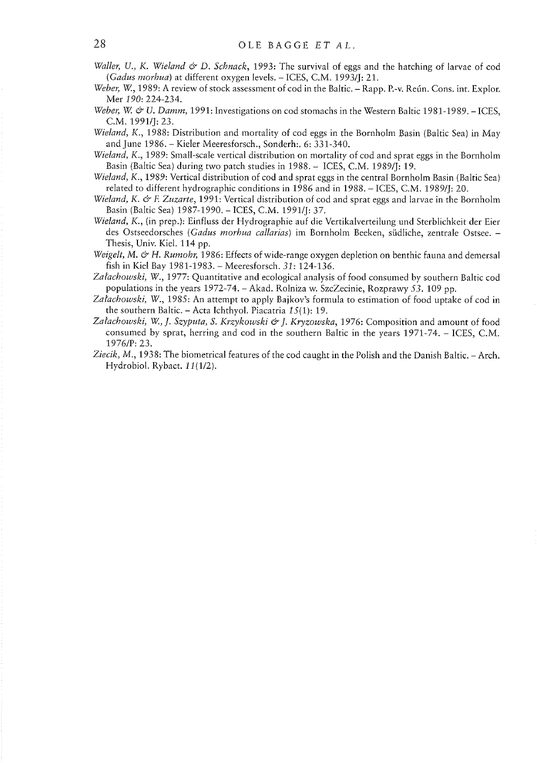*Waller, U., K. Wieland & D. Schnack*, 1993: The survival of eggs and the hatching of larvae of cod (*Gadus morhua*) at different oxygen levels. – ICES, C.M. 1993/J: 21.

*Weber, W.*, 1989: A review of stock assessment of cod in the Baltic. – Rapp. P.-v. Reún. Cons. int. Explor. Mer *190*: 224-234.

*Weber, W. & U. Damm*, 1991: Investigations on cod stomachs in the Western Baltic 1981-1989. – ICES, C.M. 1991/J: 23.

*Wieland, K.*, 1988: Distribution and mortality of cod eggs in the Bornholm Basin (Baltic Sea) in May and June 1986. – Kieler Meeresforsch., Sonderh:. 6: 331-340.

*Wieland, K.*, 1989: Small-scale vertical distribution on mortality of cod and sprat eggs in the Bornholm Basin (Baltic Sea) during two patch studies in 1988. – ICES, C.M. 1989/J: 19.

*Wieland, K.*, 1989: Vertical distribution of cod and sprat eggs in the central Bornholm Basin (Baltic Sea) related to different hydrographic conditions in 1986 and in 1988. – ICES, C.M. 1989/J: 20.

*Wieland, K. & F. Zuzarte*, 1991: Vertical distribution of cod and sprat eggs and larvae in the Bornholm Basin (Baltic Sea) 1987-1990. – ICES, C.M. 1991/J: 37.

*Wieland, K.*, (in prep.): Einfluss der Hydrographie auf die Vertikalverteilung und Sterblichkeit der Eier des Ostseedorsches (*Gadus morhua callarias*) im Bornholm Beeken, südliche, zentrale Ostsee. – Thesis, Univ. Kiel. 114 pp.

*Weigelt, M. & H. Rumohr*, 1986: Effects of wide-range oxygen depletion on benthic fauna and demersal fish in Kiel Bay 1981-1983. – Meeresforsch. *31*: 124-136.

*Załachowski, W.*, 1977: Quantitative and ecological analysis of food consumed by southern Baltic cod populations in the years 1972-74. – Akad. Rolniza w. SzcZecinie, Rozprawy *53*. 109 pp.

*Załachowski, W.*, 1985: An attempt to apply Bajkov's formula to estimation of food uptake of cod in the southern Baltic. – Acta Ichthyol. Piacatria *15*(1): 19.

*Załachowski, W., J. Szyputa, S. Krzykowski & J. Kryzowska*, 1976: Composition and amount of food consumed by sprat, herring and cod in the southern Baltic in the years 1971-74. – ICES, C.M. 1976/P: 23.

*Ziecik, M.*, 1938: The biometrical features of the cod caught in the Polish and the Danish Baltic. – Arch. Hydrobiol. Rybact. *11*(1/2).